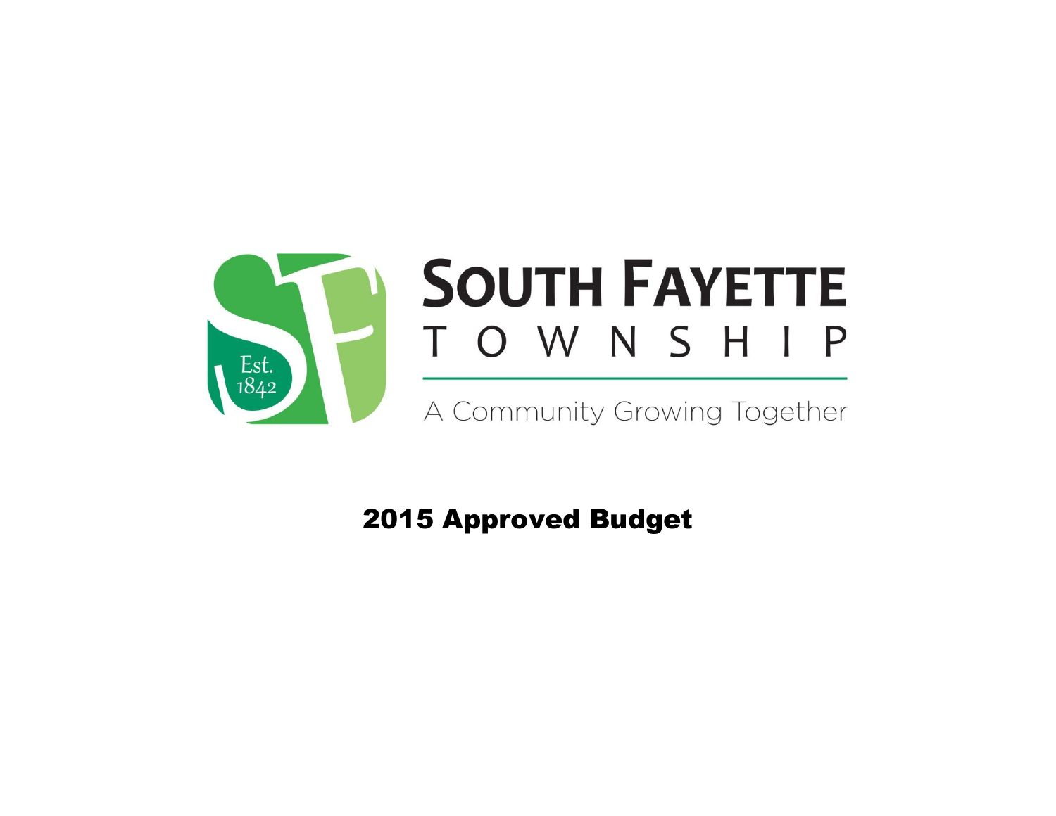Est. 1842

# SOUTH FAYETTE TOWNSHIP

A Community Growing Together

## 2015 Approved Budget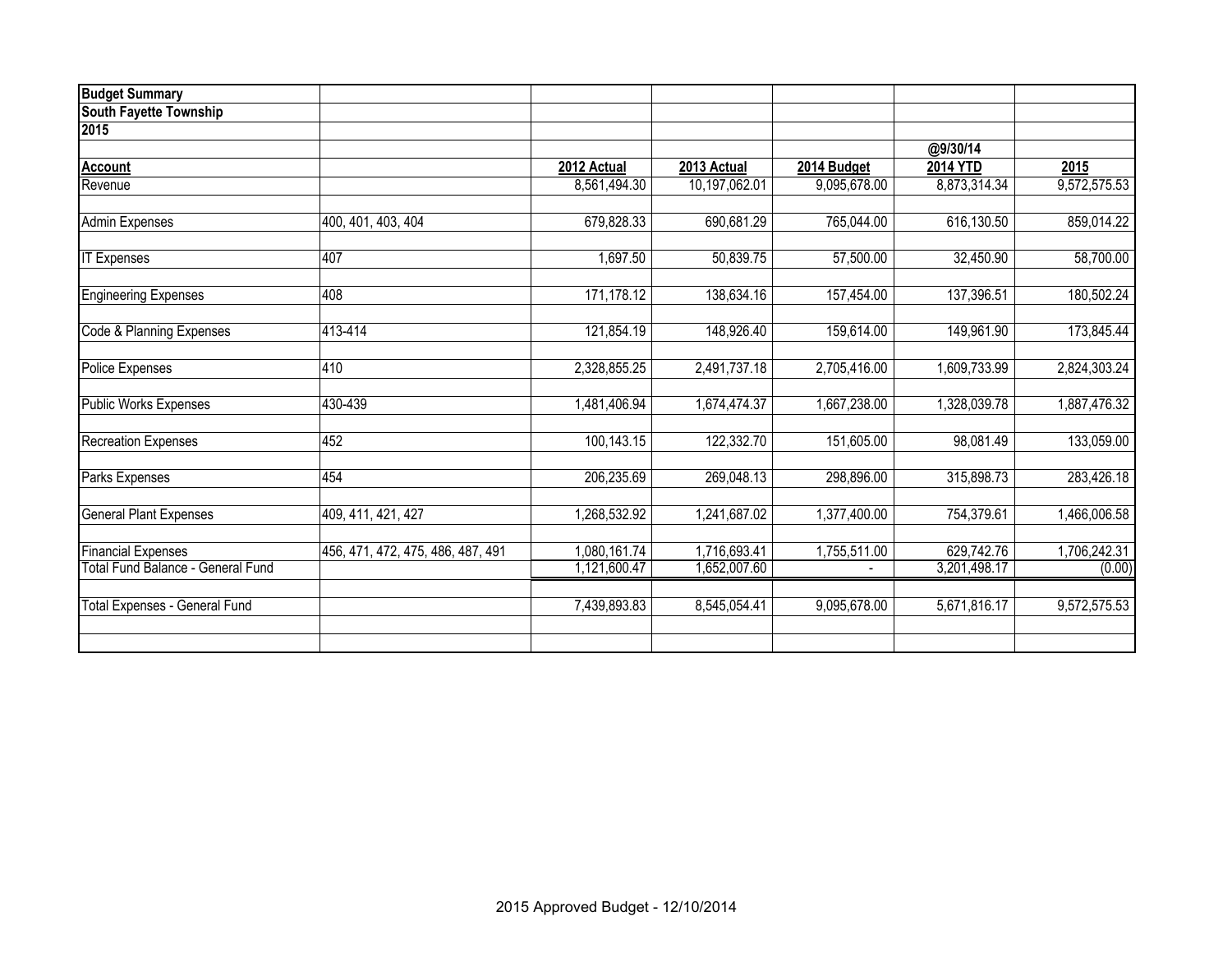| | | | | | | |
|---|---|---|---|---|---|---|
| **Budget Summary** | | | | | | |
| **South Fayette Township** | | | | | | |
| **2015** | | | | | | |
| | | | | | **@9/30/14** | |
| **Account** | | **2012 Actual** | **2013 Actual** | **2014 Budget** | **2014 YTD** | **2015** |
| Revenue | | 8,561,494.30 | 10,197,062.01 | 9,095,678.00 | 8,873,314.34 | 9,572,575.53 |
| | | | | | | |
| Admin Expenses | 400, 401, 403, 404 | 679,828.33 | 690,681.29 | 765,044.00 | 616,130.50 | 859,014.22 |
| | | | | | | |
| IT Expenses | 407 | 1,697.50 | 50,839.75 | 57,500.00 | 32,450.90 | 58,700.00 |
| | | | | | | |
| Engineering Expenses | 408 | 171,178.12 | 138,634.16 | 157,454.00 | 137,396.51 | 180,502.24 |
| | | | | | | |
| Code & Planning Expenses | 413-414 | 121,854.19 | 148,926.40 | 159,614.00 | 149,961.90 | 173,845.44 |
| | | | | | | |
| Police Expenses | 410 | 2,328,855.25 | 2,491,737.18 | 2,705,416.00 | 1,609,733.99 | 2,824,303.24 |
| | | | | | | |
| Public Works Expenses | 430-439 | 1,481,406.94 | 1,674,474.37 | 1,667,238.00 | 1,328,039.78 | 1,887,476.32 |
| | | | | | | |
| Recreation Expenses | 452 | 100,143.15 | 122,332.70 | 151,605.00 | 98,081.49 | 133,059.00 |
| | | | | | | |
| Parks Expenses | 454 | 206,235.69 | 269,048.13 | 298,896.00 | 315,898.73 | 283,426.18 |
| | | | | | | |
| General Plant Expenses | 409, 411, 421, 427 | 1,268,532.92 | 1,241,687.02 | 1,377,400.00 | 754,379.61 | 1,466,006.58 |
| | | | | | | |
| Financial Expenses | 456, 471, 472, 475, 486, 487, 491 | 1,080,161.74 | 1,716,693.41 | 1,755,511.00 | 629,742.76 | 1,706,242.31 |
| Total Fund Balance - General Fund | | 1,121,600.47 | 1,652,007.60 | - | 3,201,498.17 | (0.00) |
| | | | | | | |
| Total Expenses - General Fund | | 7,439,893.83 | 8,545,054.41 | 9,095,678.00 | 5,671,816.17 | 9,572,575.53 |

2015 Approved Budget - 12/10/2014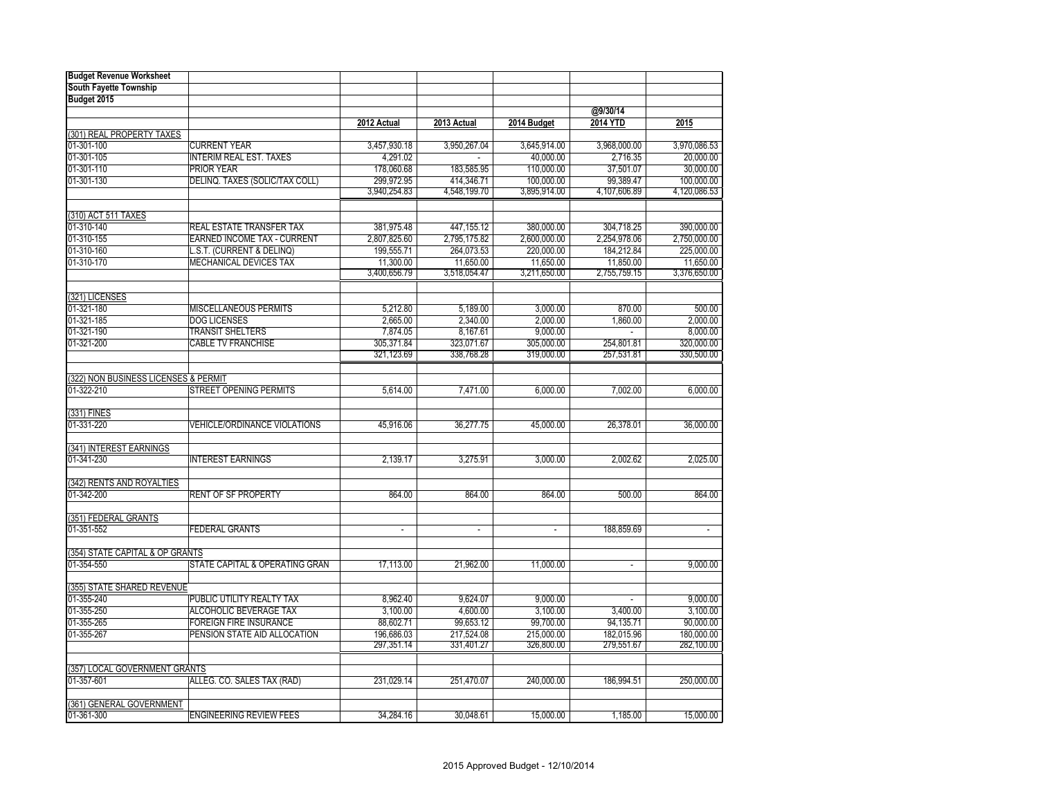| | | | | | | |
|---|---|---|---|---|---|---|
| **Budget Revenue Worksheet** | | | | | | |
| **South Fayette Township** | | | | | | |
| **Budget 2015** | | | | | | |
| | | | | | @9/30/14 | |
| | | 2012 Actual | 2013 Actual | 2014 Budget | 2014 YTD | 2015 |
| (301) REAL PROPERTY TAXES | | | | | | |
| 01-301-100 | CURRENT YEAR | 3,457,930.18 | 3,950,267.04 | 3,645,914.00 | 3,968,000.00 | 3,970,086.53 |
| 01-301-105 | INTERIM REAL EST. TAXES | 4,291.02 | - | 40,000.00 | 2,716.35 | 20,000.00 |
| 01-301-110 | PRIOR YEAR | 178,060.68 | 183,585.95 | 110,000.00 | 37,501.07 | 30,000.00 |
| 01-301-130 | DELINQ. TAXES (SOLIC/TAX COLL) | 299,972.95 | 414,346.71 | 100,000.00 | 99,389.47 | 100,000.00 |
| | | 3,940,254.83 | 4,548,199.70 | 3,895,914.00 | 4,107,606.89 | 4,120,086.53 |
| (310) ACT 511 TAXES | | | | | | |
| 01-310-140 | REAL ESTATE TRANSFER TAX | 381,975.48 | 447,155.12 | 380,000.00 | 304,718.25 | 390,000.00 |
| 01-310-155 | EARNED INCOME TAX - CURRENT | 2,807,825.60 | 2,795,175.82 | 2,600,000.00 | 2,254,978.06 | 2,750,000.00 |
| 01-310-160 | L.S.T. (CURRENT & DELINQ) | 199,555.71 | 264,073.53 | 220,000.00 | 184,212.84 | 225,000.00 |
| 01-310-170 | MECHANICAL DEVICES TAX | 11,300.00 | 11,650.00 | 11,650.00 | 11,850.00 | 11,650.00 |
| | | 3,400,656.79 | 3,518,054.47 | 3,211,650.00 | 2,755,759.15 | 3,376,650.00 |
| (321) LICENSES | | | | | | |
| 01-321-180 | MISCELLANEOUS PERMITS | 5,212.80 | 5,189.00 | 3,000.00 | 870.00 | 500.00 |
| 01-321-185 | DOG LICENSES | 2,665.00 | 2,340.00 | 2,000.00 | 1,860.00 | 2,000.00 |
| 01-321-190 | TRANSIT SHELTERS | 7,874.05 | 8,167.61 | 9,000.00 | - | 8,000.00 |
| 01-321-200 | CABLE TV FRANCHISE | 305,371.84 | 323,071.67 | 305,000.00 | 254,801.81 | 320,000.00 |
| | | 321,123.69 | 338,768.28 | 319,000.00 | 257,531.81 | 330,500.00 |
| (322) NON BUSINESS LICENSES & PERMIT | | | | | | |
| 01-322-210 | STREET OPENING PERMITS | 5,614.00 | 7,471.00 | 6,000.00 | 7,002.00 | 6,000.00 |
| (331) FINES | | | | | | |
| 01-331-220 | VEHICLE/ORDINANCE VIOLATIONS | 45,916.06 | 36,277.75 | 45,000.00 | 26,378.01 | 36,000.00 |
| (341) INTEREST EARNINGS | | | | | | |
| 01-341-230 | INTEREST EARNINGS | 2,139.17 | 3,275.91 | 3,000.00 | 2,002.62 | 2,025.00 |
| (342) RENTS AND ROYALTIES | | | | | | |
| 01-342-200 | RENT OF SF PROPERTY | 864.00 | 864.00 | 864.00 | 500.00 | 864.00 |
| (351) FEDERAL GRANTS | | | | | | |
| 01-351-552 | FEDERAL GRANTS | - | - | - | 188,859.69 | - |
| (354) STATE CAPITAL & OP GRANTS | | | | | | |
| 01-354-550 | STATE CAPITAL & OPERATING GRAN | 17,113.00 | 21,962.00 | 11,000.00 | - | 9,000.00 |
| (355) STATE SHARED REVENUE | | | | | | |
| 01-355-240 | PUBLIC UTILITY REALTY TAX | 8,962.40 | 9,624.07 | 9,000.00 | - | 9,000.00 |
| 01-355-250 | ALCOHOLIC BEVERAGE TAX | 3,100.00 | 4,600.00 | 3,100.00 | 3,400.00 | 3,100.00 |
| 01-355-265 | FOREIGN FIRE INSURANCE | 88,602.71 | 99,653.12 | 99,700.00 | 94,135.71 | 90,000.00 |
| 01-355-267 | PENSION STATE AID ALLOCATION | 196,686.03 | 217,524.08 | 215,000.00 | 182,015.96 | 180,000.00 |
| | | 297,351.14 | 331,401.27 | 326,800.00 | 279,551.67 | 282,100.00 |
| (357) LOCAL GOVERNMENT GRANTS | | | | | | |
| 01-357-601 | ALLEG. CO. SALES TAX (RAD) | 231,029.14 | 251,470.07 | 240,000.00 | 186,994.51 | 250,000.00 |
| (361) GENERAL GOVERNMENT | | | | | | |
| 01-361-300 | ENGINEERING REVIEW FEES | 34,284.16 | 30,048.61 | 15,000.00 | 1,185.00 | 15,000.00 |

2015 Approved Budget - 12/10/2014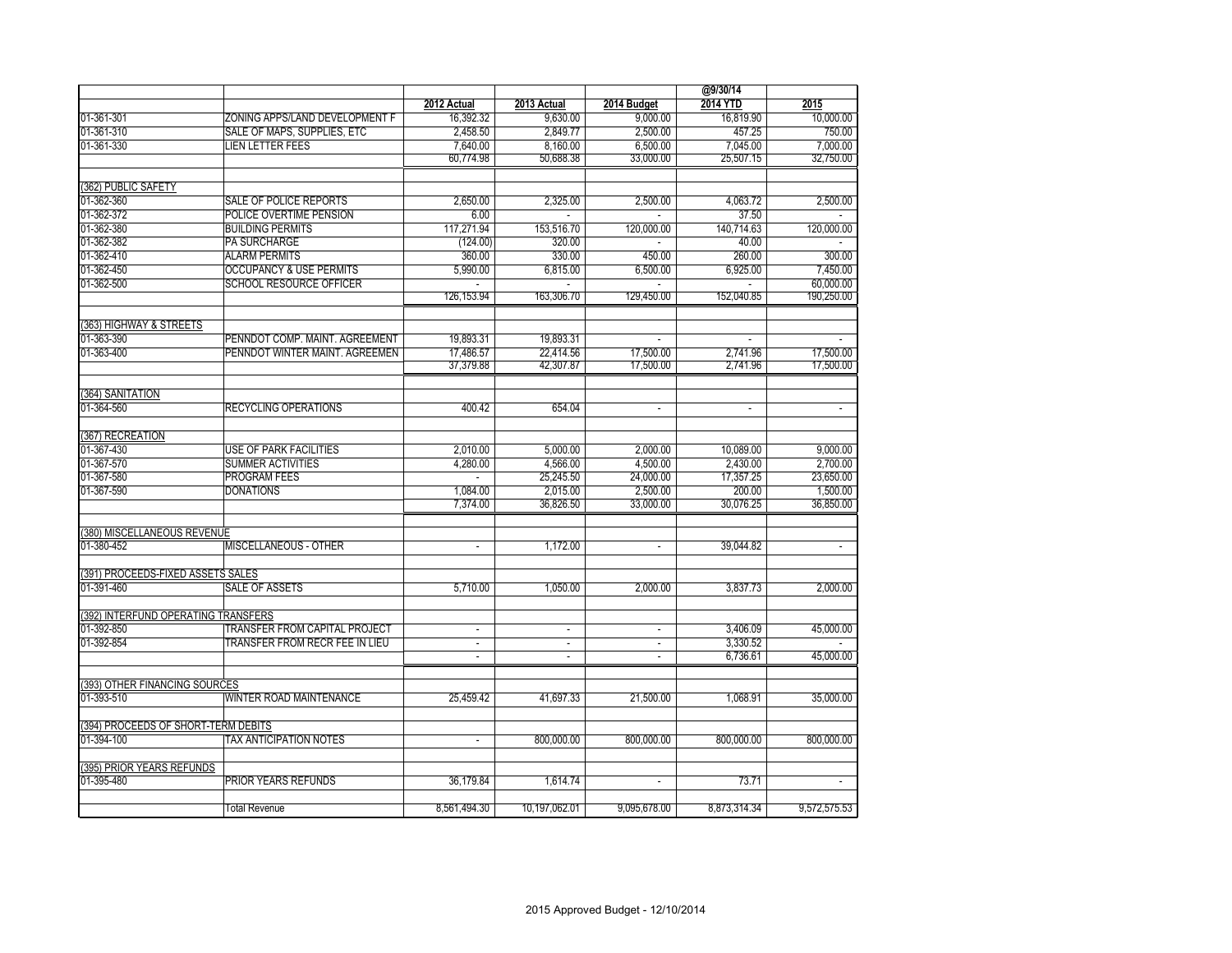| | | | | | @9/30/14 | |
|---|---|---|---|---|---|---|
| | | 2012 Actual | 2013 Actual | 2014 Budget | 2014 YTD | 2015 |
| 01-361-301 | ZONING APPS/LAND DEVELOPMENT F | 16,392.32 | 9,630.00 | 9,000.00 | 16,819.90 | 10,000.00 |
| 01-361-310 | SALE OF MAPS, SUPPLIES, ETC | 2,458.50 | 2,849.77 | 2,500.00 | 457.25 | 750.00 |
| 01-361-330 | LIEN LETTER FEES | 7,640.00 | 8,160.00 | 6,500.00 | 7,045.00 | 7,000.00 |
| | | 60,774.98 | 50,688.38 | 33,000.00 | 25,507.15 | 32,750.00 |
| | | | | | | |
| (362) PUBLIC SAFETY | | | | | | |
| 01-362-360 | SALE OF POLICE REPORTS | 2,650.00 | 2,325.00 | 2,500.00 | 4,063.72 | 2,500.00 |
| 01-362-372 | POLICE OVERTIME PENSION | 6.00 | - | - | 37.50 | - |
| 01-362-380 | BUILDING PERMITS | 117,271.94 | 153,516.70 | 120,000.00 | 140,714.63 | 120,000.00 |
| 01-362-382 | PA SURCHARGE | (124.00) | 320.00 | - | 40.00 | - |
| 01-362-410 | ALARM PERMITS | 360.00 | 330.00 | 450.00 | 260.00 | 300.00 |
| 01-362-450 | OCCUPANCY & USE PERMITS | 5,990.00 | 6,815.00 | 6,500.00 | 6,925.00 | 7,450.00 |
| 01-362-500 | SCHOOL RESOURCE OFFICER | - | - | - | - | 60,000.00 |
| | | 126,153.94 | 163,306.70 | 129,450.00 | 152,040.85 | 190,250.00 |
| | | | | | | |
| (363) HIGHWAY & STREETS | | | | | | |
| 01-363-390 | PENNDOT COMP. MAINT. AGREEMENT | 19,893.31 | 19,893.31 | - | - | - |
| 01-363-400 | PENNDOT WINTER MAINT. AGREEMEN | 17,486.57 | 22,414.56 | 17,500.00 | 2,741.96 | 17,500.00 |
| | | 37,379.88 | 42,307.87 | 17,500.00 | 2,741.96 | 17,500.00 |
| | | | | | | |
| (364) SANITATION | | | | | | |
| 01-364-560 | RECYCLING OPERATIONS | 400.42 | 654.04 | - | - | - |
| | | | | | | |
| (367) RECREATION | | | | | | |
| 01-367-430 | USE OF PARK FACILITIES | 2,010.00 | 5,000.00 | 2,000.00 | 10,089.00 | 9,000.00 |
| 01-367-570 | SUMMER ACTIVITIES | 4,280.00 | 4,566.00 | 4,500.00 | 2,430.00 | 2,700.00 |
| 01-367-580 | PROGRAM FEES | - | 25,245.50 | 24,000.00 | 17,357.25 | 23,650.00 |
| 01-367-590 | DONATIONS | 1,084.00 | 2,015.00 | 2,500.00 | 200.00 | 1,500.00 |
| | | 7,374.00 | 36,826.50 | 33,000.00 | 30,076.25 | 36,850.00 |
| | | | | | | |
| (380) MISCELLANEOUS REVENUE | | | | | | |
| 01-380-452 | MISCELLANEOUS - OTHER | - | 1,172.00 | - | 39,044.82 | - |
| | | | | | | |
| (391) PROCEEDS-FIXED ASSETS SALES | | | | | | |
| 01-391-460 | SALE OF ASSETS | 5,710.00 | 1,050.00 | 2,000.00 | 3,837.73 | 2,000.00 |
| | | | | | | |
| (392) INTERFUND OPERATING TRANSFERS | | | | | | |
| 01-392-850 | TRANSFER FROM CAPITAL PROJECT | - | - | - | 3,406.09 | 45,000.00 |
| 01-392-854 | TRANSFER FROM RECR FEE IN LIEU | - | - | - | 3,330.52 | - |
| | | - | - | - | 6,736.61 | 45,000.00 |
| | | | | | | |
| (393) OTHER FINANCING SOURCES | | | | | | |
| 01-393-510 | WINTER ROAD MAINTENANCE | 25,459.42 | 41,697.33 | 21,500.00 | 1,068.91 | 35,000.00 |
| | | | | | | |
| (394) PROCEEDS OF SHORT-TERM DEBITS | | | | | | |
| 01-394-100 | TAX ANTICIPATION NOTES | - | 800,000.00 | 800,000.00 | 800,000.00 | 800,000.00 |
| | | | | | | |
| (395) PRIOR YEARS REFUNDS | | | | | | |
| 01-395-480 | PRIOR YEARS REFUNDS | 36,179.84 | 1,614.74 | - | 73.71 | - |
| | | | | | | |
| | Total Revenue | 8,561,494.30 | 10,197,062.01 | 9,095,678.00 | 8,873,314.34 | 9,572,575.53 |

2015 Approved Budget - 12/10/2014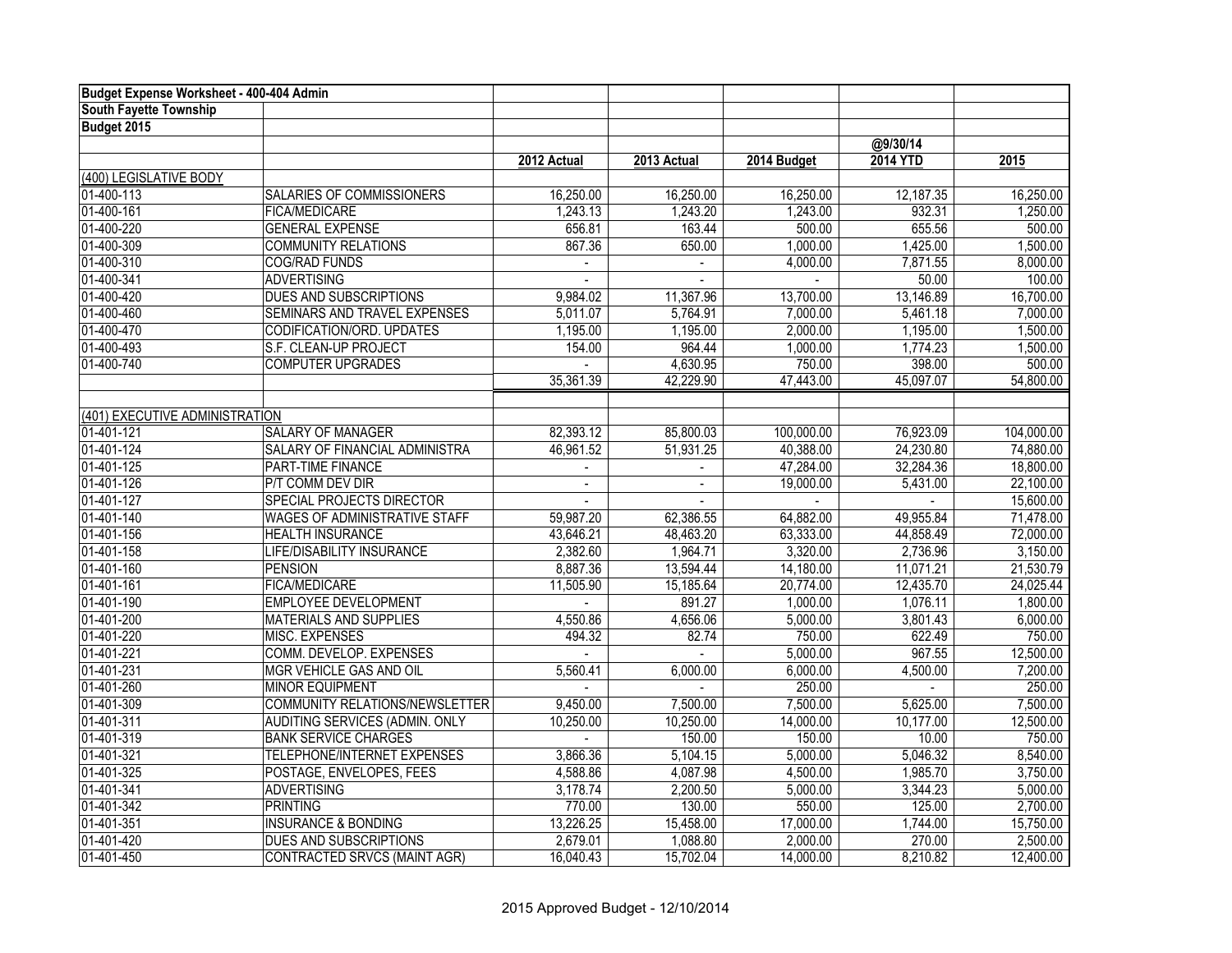| | | | | | | |
|---|---|---|---|---|---|---|
| **Budget Expense Worksheet - 400-404 Admin** | | | | | | |
| **South Fayette Township** | | | | | | |
| **Budget 2015** | | | | | | |
| | | | | | **@9/30/14** | |
| | | **2012 Actual** | **2013 Actual** | **2014 Budget** | **2014 YTD** | **2015** |
| (400) LEGISLATIVE BODY | | | | | | |
| 01-400-113 | SALARIES OF COMMISSIONERS | 16,250.00 | 16,250.00 | 16,250.00 | 12,187.35 | 16,250.00 |
| 01-400-161 | FICA/MEDICARE | 1,243.13 | 1,243.20 | 1,243.00 | 932.31 | 1,250.00 |
| 01-400-220 | GENERAL EXPENSE | 656.81 | 163.44 | 500.00 | 655.56 | 500.00 |
| 01-400-309 | COMMUNITY RELATIONS | 867.36 | 650.00 | 1,000.00 | 1,425.00 | 1,500.00 |
| 01-400-310 | COG/RAD FUNDS | - | - | 4,000.00 | 7,871.55 | 8,000.00 |
| 01-400-341 | ADVERTISING | - | - | - | 50.00 | 100.00 |
| 01-400-420 | DUES AND SUBSCRIPTIONS | 9,984.02 | 11,367.96 | 13,700.00 | 13,146.89 | 16,700.00 |
| 01-400-460 | SEMINARS AND TRAVEL EXPENSES | 5,011.07 | 5,764.91 | 7,000.00 | 5,461.18 | 7,000.00 |
| 01-400-470 | CODIFICATION/ORD. UPDATES | 1,195.00 | 1,195.00 | 2,000.00 | 1,195.00 | 1,500.00 |
| 01-400-493 | S.F. CLEAN-UP PROJECT | 154.00 | 964.44 | 1,000.00 | 1,774.23 | 1,500.00 |
| 01-400-740 | COMPUTER UPGRADES | - | 4,630.95 | 750.00 | 398.00 | 500.00 |
| | | 35,361.39 | 42,229.90 | 47,443.00 | 45,097.07 | 54,800.00 |
| | | | | | | |
| (401) EXECUTIVE ADMINISTRATION | | | | | | |
| 01-401-121 | SALARY OF MANAGER | 82,393.12 | 85,800.03 | 100,000.00 | 76,923.09 | 104,000.00 |
| 01-401-124 | SALARY OF FINANCIAL ADMINISTRA | 46,961.52 | 51,931.25 | 40,388.00 | 24,230.80 | 74,880.00 |
| 01-401-125 | PART-TIME FINANCE | - | - | 47,284.00 | 32,284.36 | 18,800.00 |
| 01-401-126 | P/T COMM DEV DIR | - | - | 19,000.00 | 5,431.00 | 22,100.00 |
| 01-401-127 | SPECIAL PROJECTS DIRECTOR | - | - | - | - | 15,600.00 |
| 01-401-140 | WAGES OF ADMINISTRATIVE STAFF | 59,987.20 | 62,386.55 | 64,882.00 | 49,955.84 | 71,478.00 |
| 01-401-156 | HEALTH INSURANCE | 43,646.21 | 48,463.20 | 63,333.00 | 44,858.49 | 72,000.00 |
| 01-401-158 | LIFE/DISABILITY INSURANCE | 2,382.60 | 1,964.71 | 3,320.00 | 2,736.96 | 3,150.00 |
| 01-401-160 | PENSION | 8,887.36 | 13,594.44 | 14,180.00 | 11,071.21 | 21,530.79 |
| 01-401-161 | FICA/MEDICARE | 11,505.90 | 15,185.64 | 20,774.00 | 12,435.70 | 24,025.44 |
| 01-401-190 | EMPLOYEE DEVELOPMENT | - | 891.27 | 1,000.00 | 1,076.11 | 1,800.00 |
| 01-401-200 | MATERIALS AND SUPPLIES | 4,550.86 | 4,656.06 | 5,000.00 | 3,801.43 | 6,000.00 |
| 01-401-220 | MISC. EXPENSES | 494.32 | 82.74 | 750.00 | 622.49 | 750.00 |
| 01-401-221 | COMM. DEVELOP. EXPENSES | - | - | 5,000.00 | 967.55 | 12,500.00 |
| 01-401-231 | MGR VEHICLE GAS AND OIL | 5,560.41 | 6,000.00 | 6,000.00 | 4,500.00 | 7,200.00 |
| 01-401-260 | MINOR EQUIPMENT | - | - | 250.00 | - | 250.00 |
| 01-401-309 | COMMUNITY RELATIONS/NEWSLETTER | 9,450.00 | 7,500.00 | 7,500.00 | 5,625.00 | 7,500.00 |
| 01-401-311 | AUDITING SERVICES (ADMIN. ONLY | 10,250.00 | 10,250.00 | 14,000.00 | 10,177.00 | 12,500.00 |
| 01-401-319 | BANK SERVICE CHARGES | - | 150.00 | 150.00 | 10.00 | 750.00 |
| 01-401-321 | TELEPHONE/INTERNET EXPENSES | 3,866.36 | 5,104.15 | 5,000.00 | 5,046.32 | 8,540.00 |
| 01-401-325 | POSTAGE, ENVELOPES, FEES | 4,588.86 | 4,087.98 | 4,500.00 | 1,985.70 | 3,750.00 |
| 01-401-341 | ADVERTISING | 3,178.74 | 2,200.50 | 5,000.00 | 3,344.23 | 5,000.00 |
| 01-401-342 | PRINTING | 770.00 | 130.00 | 550.00 | 125.00 | 2,700.00 |
| 01-401-351 | INSURANCE & BONDING | 13,226.25 | 15,458.00 | 17,000.00 | 1,744.00 | 15,750.00 |
| 01-401-420 | DUES AND SUBSCRIPTIONS | 2,679.01 | 1,088.80 | 2,000.00 | 270.00 | 2,500.00 |
| 01-401-450 | CONTRACTED SRVCS (MAINT AGR) | 16,040.43 | 15,702.04 | 14,000.00 | 8,210.82 | 12,400.00 |

2015 Approved Budget - 12/10/2014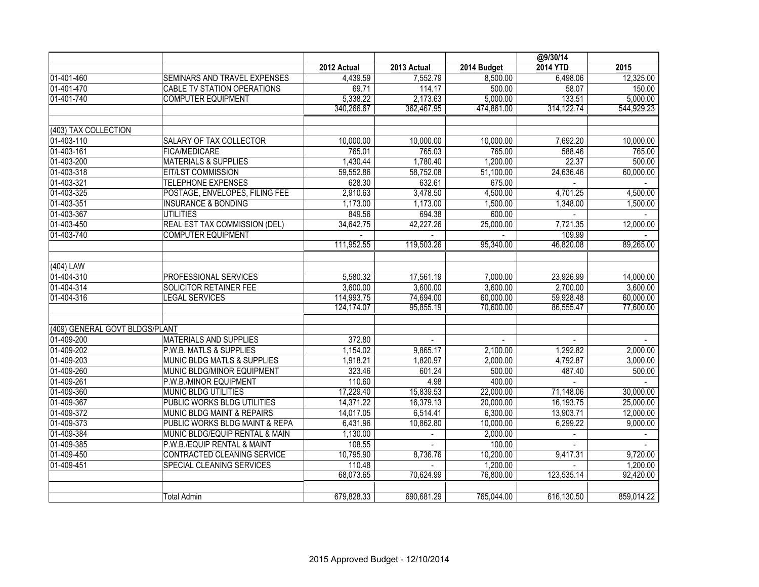| | | | | | @9/30/14 | |
|---|---|---|---|---|---|---|
| | | 2012 Actual | 2013 Actual | 2014 Budget | 2014 YTD | 2015 |
| 01-401-460 | SEMINARS AND TRAVEL EXPENSES | 4,439.59 | 7,552.79 | 8,500.00 | 6,498.06 | 12,325.00 |
| 01-401-470 | CABLE TV STATION OPERATIONS | 69.71 | 114.17 | 500.00 | 58.07 | 150.00 |
| 01-401-740 | COMPUTER EQUIPMENT | 5,338.22 | 2,173.63 | 5,000.00 | 133.51 | 5,000.00 |
| | | 340,266.67 | 362,467.95 | 474,861.00 | 314,122.74 | 544,929.23 |
| | | | | | | |
| (403) TAX COLLECTION | | | | | | |
| 01-403-110 | SALARY OF TAX COLLECTOR | 10,000.00 | 10,000.00 | 10,000.00 | 7,692.20 | 10,000.00 |
| 01-403-161 | FICA/MEDICARE | 765.01 | 765.03 | 765.00 | 588.46 | 765.00 |
| 01-403-200 | MATERIALS & SUPPLIES | 1,430.44 | 1,780.40 | 1,200.00 | 22.37 | 500.00 |
| 01-403-318 | EIT/LST COMMISSION | 59,552.86 | 58,752.08 | 51,100.00 | 24,636.46 | 60,000.00 |
| 01-403-321 | TELEPHONE EXPENSES | 628.30 | 632.61 | 675.00 | - | - |
| 01-403-325 | POSTAGE, ENVELOPES, FILING FEE | 2,910.63 | 3,478.50 | 4,500.00 | 4,701.25 | 4,500.00 |
| 01-403-351 | INSURANCE & BONDING | 1,173.00 | 1,173.00 | 1,500.00 | 1,348.00 | 1,500.00 |
| 01-403-367 | UTILITIES | 849.56 | 694.38 | 600.00 | - | - |
| 01-403-450 | REAL EST TAX COMMISSION (DEL) | 34,642.75 | 42,227.26 | 25,000.00 | 7,721.35 | 12,000.00 |
| 01-403-740 | COMPUTER EQUIPMENT | - | - | - | 109.99 | - |
| | | 111,952.55 | 119,503.26 | 95,340.00 | 46,820.08 | 89,265.00 |
| | | | | | | |
| (404) LAW | | | | | | |
| 01-404-310 | PROFESSIONAL SERVICES | 5,580.32 | 17,561.19 | 7,000.00 | 23,926.99 | 14,000.00 |
| 01-404-314 | SOLICITOR RETAINER FEE | 3,600.00 | 3,600.00 | 3,600.00 | 2,700.00 | 3,600.00 |
| 01-404-316 | LEGAL SERVICES | 114,993.75 | 74,694.00 | 60,000.00 | 59,928.48 | 60,000.00 |
| | | 124,174.07 | 95,855.19 | 70,600.00 | 86,555.47 | 77,600.00 |
| | | | | | | |
| (409) GENERAL GOVT BLDGS/PLANT | | | | | | |
| 01-409-200 | MATERIALS AND SUPPLIES | 372.80 | - | - | - | - |
| 01-409-202 | P.W.B. MATLS & SUPPLIES | 1,154.02 | 9,865.17 | 2,100.00 | 1,292.82 | 2,000.00 |
| 01-409-203 | MUNIC BLDG MATLS & SUPPLIES | 1,918.21 | 1,820.97 | 2,000.00 | 4,792.87 | 3,000.00 |
| 01-409-260 | MUNIC BLDG/MINOR EQUIPMENT | 323.46 | 601.24 | 500.00 | 487.40 | 500.00 |
| 01-409-261 | P.W.B./MINOR EQUIPMENT | 110.60 | 4.98 | 400.00 | - | - |
| 01-409-360 | MUNIC BLDG UTILITIES | 17,229.40 | 15,839.53 | 22,000.00 | 71,148.06 | 30,000.00 |
| 01-409-367 | PUBLIC WORKS BLDG UTILITIES | 14,371.22 | 16,379.13 | 20,000.00 | 16,193.75 | 25,000.00 |
| 01-409-372 | MUNIC BLDG MAINT & REPAIRS | 14,017.05 | 6,514.41 | 6,300.00 | 13,903.71 | 12,000.00 |
| 01-409-373 | PUBLIC WORKS BLDG MAINT & REPA | 6,431.96 | 10,862.80 | 10,000.00 | 6,299.22 | 9,000.00 |
| 01-409-384 | MUNIC BLDG/EQUIP RENTAL & MAIN | 1,130.00 | - | 2,000.00 | - | - |
| 01-409-385 | P.W.B./EQUIP RENTAL & MAINT | 108.55 | - | 100.00 | - | - |
| 01-409-450 | CONTRACTED CLEANING SERVICE | 10,795.90 | 8,736.76 | 10,200.00 | 9,417.31 | 9,720.00 |
| 01-409-451 | SPECIAL CLEANING SERVICES | 110.48 | - | 1,200.00 | - | 1,200.00 |
| | | 68,073.65 | 70,624.99 | 76,800.00 | 123,535.14 | 92,420.00 |
| | | | | | | |
| | Total Admin | 679,828.33 | 690,681.29 | 765,044.00 | 616,130.50 | 859,014.22 |

2015 Approved Budget - 12/10/2014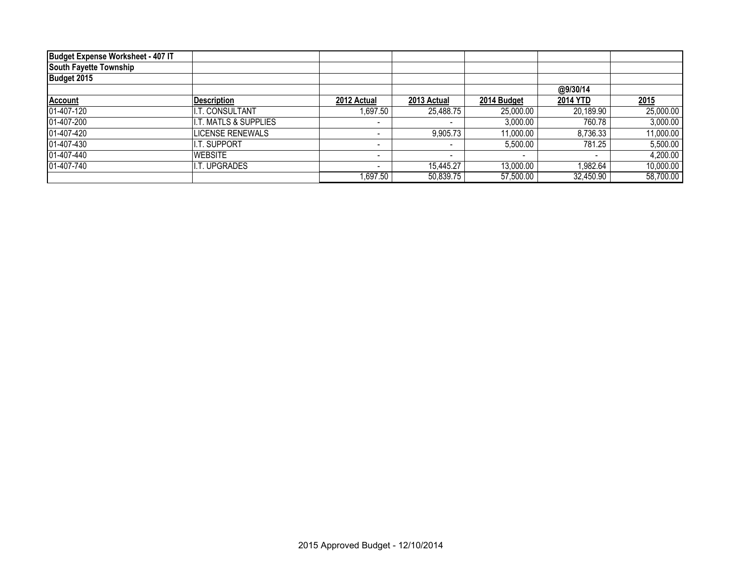| Budget Expense Worksheet - 407 IT | | | | | | |
|---|---|---|---|---|---|---|
| South Fayette Township | | | | | | |
| Budget 2015 | | | | | | |
| | | | | | @9/30/14 | |
| **Account** | **Description** | **2012 Actual** | **2013 Actual** | **2014 Budget** | **2014 YTD** | **2015** |
| 01-407-120 | I.T. CONSULTANT | 1,697.50 | 25,488.75 | 25,000.00 | 20,189.90 | 25,000.00 |
| 01-407-200 | I.T. MATLS & SUPPLIES | - | - | 3,000.00 | 760.78 | 3,000.00 |
| 01-407-420 | LICENSE RENEWALS | - | 9,905.73 | 11,000.00 | 8,736.33 | 11,000.00 |
| 01-407-430 | I.T. SUPPORT | - | - | 5,500.00 | 781.25 | 5,500.00 |
| 01-407-440 | WEBSITE | - | - | - | - | 4,200.00 |
| 01-407-740 | I.T. UPGRADES | - | 15,445.27 | 13,000.00 | 1,982.64 | 10,000.00 |
| | | 1,697.50 | 50,839.75 | 57,500.00 | 32,450.90 | 58,700.00 |

2015 Approved Budget - 12/10/2014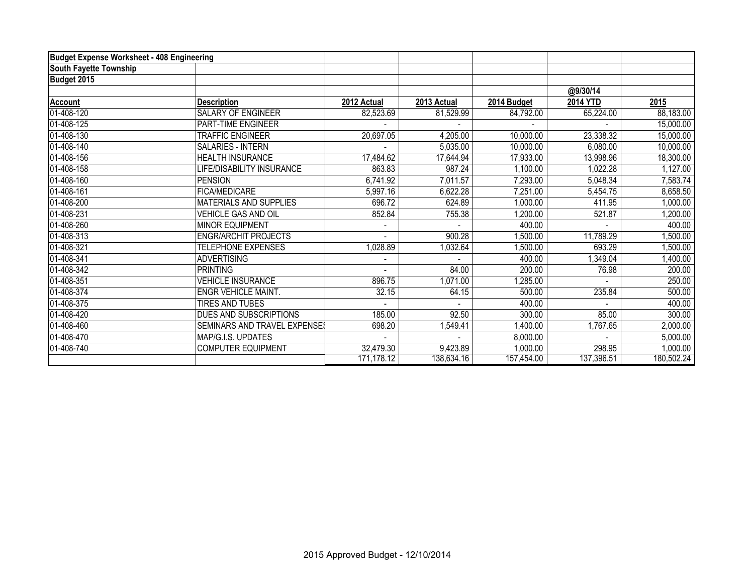| Budget Expense Worksheet - 408 Engineering | | | | | | |
|---|---|---|---|---|---|---|
| South Fayette Township | | | | | | |
| Budget 2015 | | | | | | |
| | | | | | @9/30/14 | |
| **Account** | **Description** | **2012 Actual** | **2013 Actual** | **2014 Budget** | **2014 YTD** | **2015** |
| 01-408-120 | SALARY OF ENGINEER | 82,523.69 | 81,529.99 | 84,792.00 | 65,224.00 | 88,183.00 |
| 01-408-125 | PART-TIME ENGINEER | - | - | - | - | 15,000.00 |
| 01-408-130 | TRAFFIC ENGINEER | 20,697.05 | 4,205.00 | 10,000.00 | 23,338.32 | 15,000.00 |
| 01-408-140 | SALARIES - INTERN | - | 5,035.00 | 10,000.00 | 6,080.00 | 10,000.00 |
| 01-408-156 | HEALTH INSURANCE | 17,484.62 | 17,644.94 | 17,933.00 | 13,998.96 | 18,300.00 |
| 01-408-158 | LIFE/DISABILITY INSURANCE | 863.83 | 987.24 | 1,100.00 | 1,022.28 | 1,127.00 |
| 01-408-160 | PENSION | 6,741.92 | 7,011.57 | 7,293.00 | 5,048.34 | 7,583.74 |
| 01-408-161 | FICA/MEDICARE | 5,997.16 | 6,622.28 | 7,251.00 | 5,454.75 | 8,658.50 |
| 01-408-200 | MATERIALS AND SUPPLIES | 696.72 | 624.89 | 1,000.00 | 411.95 | 1,000.00 |
| 01-408-231 | VEHICLE GAS AND OIL | 852.84 | 755.38 | 1,200.00 | 521.87 | 1,200.00 |
| 01-408-260 | MINOR EQUIPMENT | - | - | 400.00 | - | 400.00 |
| 01-408-313 | ENGR/ARCHIT PROJECTS | - | 900.28 | 1,500.00 | 11,789.29 | 1,500.00 |
| 01-408-321 | TELEPHONE EXPENSES | 1,028.89 | 1,032.64 | 1,500.00 | 693.29 | 1,500.00 |
| 01-408-341 | ADVERTISING | - | - | 400.00 | 1,349.04 | 1,400.00 |
| 01-408-342 | PRINTING | - | 84.00 | 200.00 | 76.98 | 200.00 |
| 01-408-351 | VEHICLE INSURANCE | 896.75 | 1,071.00 | 1,285.00 | - | 250.00 |
| 01-408-374 | ENGR VEHICLE MAINT. | 32.15 | 64.15 | 500.00 | 235.84 | 500.00 |
| 01-408-375 | TIRES AND TUBES | - | - | 400.00 | - | 400.00 |
| 01-408-420 | DUES AND SUBSCRIPTIONS | 185.00 | 92.50 | 300.00 | 85.00 | 300.00 |
| 01-408-460 | SEMINARS AND TRAVEL EXPENSES | 698.20 | 1,549.41 | 1,400.00 | 1,767.65 | 2,000.00 |
| 01-408-470 | MAP/G.I.S. UPDATES | - | - | 8,000.00 | - | 5,000.00 |
| 01-408-740 | COMPUTER EQUIPMENT | 32,479.30 | 9,423.89 | 1,000.00 | 298.95 | 1,000.00 |
| | | 171,178.12 | 138,634.16 | 157,454.00 | 137,396.51 | 180,502.24 |

2015 Approved Budget - 12/10/2014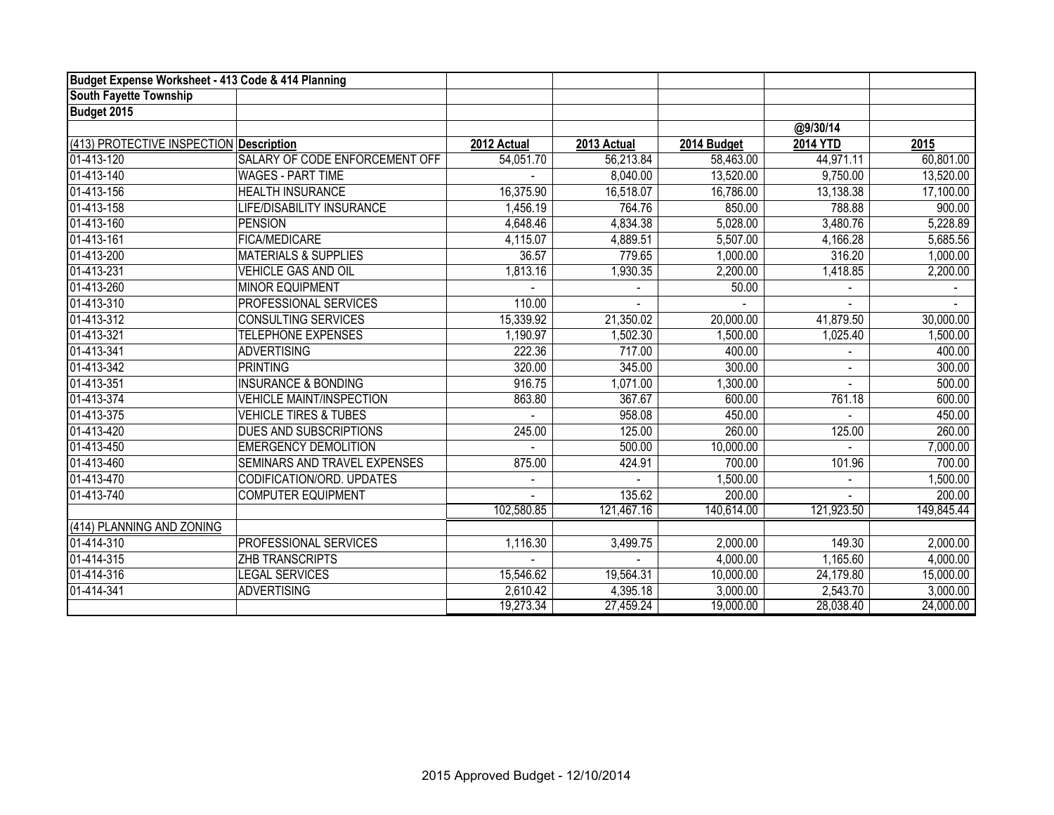| Budget Expense Worksheet - 413 Code & 414 Planning | | | | | | |
|---|---|---|---|---|---|---|
| South Fayette Township | | | | | | |
| Budget 2015 | | | | | | |
| | | | | | @9/30/14 | |
| (413) PROTECTIVE INSPECTION | Description | 2012 Actual | 2013 Actual | 2014 Budget | 2014 YTD | 2015 |
| 01-413-120 | SALARY OF CODE ENFORCEMENT OFF | 54,051.70 | 56,213.84 | 58,463.00 | 44,971.11 | 60,801.00 |
| 01-413-140 | WAGES - PART TIME | - | 8,040.00 | 13,520.00 | 9,750.00 | 13,520.00 |
| 01-413-156 | HEALTH INSURANCE | 16,375.90 | 16,518.07 | 16,786.00 | 13,138.38 | 17,100.00 |
| 01-413-158 | LIFE/DISABILITY INSURANCE | 1,456.19 | 764.76 | 850.00 | 788.88 | 900.00 |
| 01-413-160 | PENSION | 4,648.46 | 4,834.38 | 5,028.00 | 3,480.76 | 5,228.89 |
| 01-413-161 | FICA/MEDICARE | 4,115.07 | 4,889.51 | 5,507.00 | 4,166.28 | 5,685.56 |
| 01-413-200 | MATERIALS & SUPPLIES | 36.57 | 779.65 | 1,000.00 | 316.20 | 1,000.00 |
| 01-413-231 | VEHICLE GAS AND OIL | 1,813.16 | 1,930.35 | 2,200.00 | 1,418.85 | 2,200.00 |
| 01-413-260 | MINOR EQUIPMENT | - | - | 50.00 | - | - |
| 01-413-310 | PROFESSIONAL SERVICES | 110.00 | - | - | - | - |
| 01-413-312 | CONSULTING SERVICES | 15,339.92 | 21,350.02 | 20,000.00 | 41,879.50 | 30,000.00 |
| 01-413-321 | TELEPHONE EXPENSES | 1,190.97 | 1,502.30 | 1,500.00 | 1,025.40 | 1,500.00 |
| 01-413-341 | ADVERTISING | 222.36 | 717.00 | 400.00 | - | 400.00 |
| 01-413-342 | PRINTING | 320.00 | 345.00 | 300.00 | - | 300.00 |
| 01-413-351 | INSURANCE & BONDING | 916.75 | 1,071.00 | 1,300.00 | - | 500.00 |
| 01-413-374 | VEHICLE MAINT/INSPECTION | 863.80 | 367.67 | 600.00 | 761.18 | 600.00 |
| 01-413-375 | VEHICLE TIRES & TUBES | - | 958.08 | 450.00 | - | 450.00 |
| 01-413-420 | DUES AND SUBSCRIPTIONS | 245.00 | 125.00 | 260.00 | 125.00 | 260.00 |
| 01-413-450 | EMERGENCY DEMOLITION | - | 500.00 | 10,000.00 | - | 7,000.00 |
| 01-413-460 | SEMINARS AND TRAVEL EXPENSES | 875.00 | 424.91 | 700.00 | 101.96 | 700.00 |
| 01-413-470 | CODIFICATION/ORD. UPDATES | - | - | 1,500.00 | - | 1,500.00 |
| 01-413-740 | COMPUTER EQUIPMENT | - | 135.62 | 200.00 | - | 200.00 |
| | | 102,580.85 | 121,467.16 | 140,614.00 | 121,923.50 | 149,845.44 |
| (414) PLANNING AND ZONING | | | | | | |
| 01-414-310 | PROFESSIONAL SERVICES | 1,116.30 | 3,499.75 | 2,000.00 | 149.30 | 2,000.00 |
| 01-414-315 | ZHB TRANSCRIPTS | - | - | 4,000.00 | 1,165.60 | 4,000.00 |
| 01-414-316 | LEGAL SERVICES | 15,546.62 | 19,564.31 | 10,000.00 | 24,179.80 | 15,000.00 |
| 01-414-341 | ADVERTISING | 2,610.42 | 4,395.18 | 3,000.00 | 2,543.70 | 3,000.00 |
| | | 19,273.34 | 27,459.24 | 19,000.00 | 28,038.40 | 24,000.00 |

2015 Approved Budget - 12/10/2014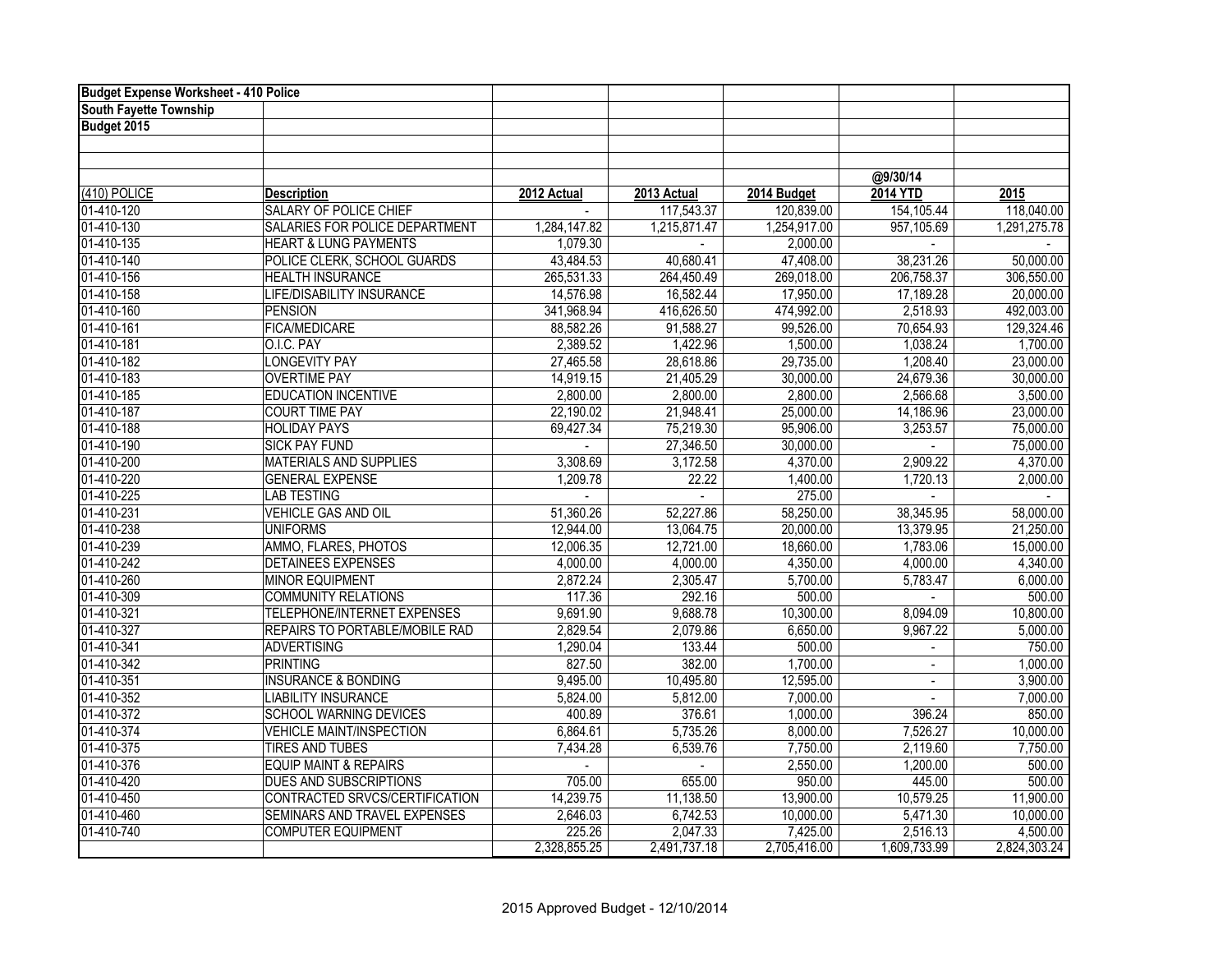| Budget Expense Worksheet - 410 Police | | | | | | |
|---|---|---|---|---|---|---|
| South Fayette Township | | | | | | |
| Budget 2015 | | | | | | |
| | | | | | @9/30/14 | |
| (410) POLICE | Description | 2012 Actual | 2013 Actual | 2014 Budget | 2014 YTD | 2015 |
| 01-410-120 | SALARY OF POLICE CHIEF | - | 117,543.37 | 120,839.00 | 154,105.44 | 118,040.00 |
| 01-410-130 | SALARIES FOR POLICE DEPARTMENT | 1,284,147.82 | 1,215,871.47 | 1,254,917.00 | 957,105.69 | 1,291,275.78 |
| 01-410-135 | HEART & LUNG PAYMENTS | 1,079.30 | - | 2,000.00 | - | - |
| 01-410-140 | POLICE CLERK, SCHOOL GUARDS | 43,484.53 | 40,680.41 | 47,408.00 | 38,231.26 | 50,000.00 |
| 01-410-156 | HEALTH INSURANCE | 265,531.33 | 264,450.49 | 269,018.00 | 206,758.37 | 306,550.00 |
| 01-410-158 | LIFE/DISABILITY INSURANCE | 14,576.98 | 16,582.44 | 17,950.00 | 17,189.28 | 20,000.00 |
| 01-410-160 | PENSION | 341,968.94 | 416,626.50 | 474,992.00 | 2,518.93 | 492,003.00 |
| 01-410-161 | FICA/MEDICARE | 88,582.26 | 91,588.27 | 99,526.00 | 70,654.93 | 129,324.46 |
| 01-410-181 | O.I.C. PAY | 2,389.52 | 1,422.96 | 1,500.00 | 1,038.24 | 1,700.00 |
| 01-410-182 | LONGEVITY PAY | 27,465.58 | 28,618.86 | 29,735.00 | 1,208.40 | 23,000.00 |
| 01-410-183 | OVERTIME PAY | 14,919.15 | 21,405.29 | 30,000.00 | 24,679.36 | 30,000.00 |
| 01-410-185 | EDUCATION INCENTIVE | 2,800.00 | 2,800.00 | 2,800.00 | 2,566.68 | 3,500.00 |
| 01-410-187 | COURT TIME PAY | 22,190.02 | 21,948.41 | 25,000.00 | 14,186.96 | 23,000.00 |
| 01-410-188 | HOLIDAY PAYS | 69,427.34 | 75,219.30 | 95,906.00 | 3,253.57 | 75,000.00 |
| 01-410-190 | SICK PAY FUND | - | 27,346.50 | 30,000.00 | - | 75,000.00 |
| 01-410-200 | MATERIALS AND SUPPLIES | 3,308.69 | 3,172.58 | 4,370.00 | 2,909.22 | 4,370.00 |
| 01-410-220 | GENERAL EXPENSE | 1,209.78 | 22.22 | 1,400.00 | 1,720.13 | 2,000.00 |
| 01-410-225 | LAB TESTING | - | - | 275.00 | - | - |
| 01-410-231 | VEHICLE GAS AND OIL | 51,360.26 | 52,227.86 | 58,250.00 | 38,345.95 | 58,000.00 |
| 01-410-238 | UNIFORMS | 12,944.00 | 13,064.75 | 20,000.00 | 13,379.95 | 21,250.00 |
| 01-410-239 | AMMO, FLARES, PHOTOS | 12,006.35 | 12,721.00 | 18,660.00 | 1,783.06 | 15,000.00 |
| 01-410-242 | DETAINEES EXPENSES | 4,000.00 | 4,000.00 | 4,350.00 | 4,000.00 | 4,340.00 |
| 01-410-260 | MINOR EQUIPMENT | 2,872.24 | 2,305.47 | 5,700.00 | 5,783.47 | 6,000.00 |
| 01-410-309 | COMMUNITY RELATIONS | 117.36 | 292.16 | 500.00 | - | 500.00 |
| 01-410-321 | TELEPHONE/INTERNET EXPENSES | 9,691.90 | 9,688.78 | 10,300.00 | 8,094.09 | 10,800.00 |
| 01-410-327 | REPAIRS TO PORTABLE/MOBILE RAD | 2,829.54 | 2,079.86 | 6,650.00 | 9,967.22 | 5,000.00 |
| 01-410-341 | ADVERTISING | 1,290.04 | 133.44 | 500.00 | - | 750.00 |
| 01-410-342 | PRINTING | 827.50 | 382.00 | 1,700.00 | - | 1,000.00 |
| 01-410-351 | INSURANCE & BONDING | 9,495.00 | 10,495.80 | 12,595.00 | - | 3,900.00 |
| 01-410-352 | LIABILITY INSURANCE | 5,824.00 | 5,812.00 | 7,000.00 | - | 7,000.00 |
| 01-410-372 | SCHOOL WARNING DEVICES | 400.89 | 376.61 | 1,000.00 | 396.24 | 850.00 |
| 01-410-374 | VEHICLE MAINT/INSPECTION | 6,864.61 | 5,735.26 | 8,000.00 | 7,526.27 | 10,000.00 |
| 01-410-375 | TIRES AND TUBES | 7,434.28 | 6,539.76 | 7,750.00 | 2,119.60 | 7,750.00 |
| 01-410-376 | EQUIP MAINT & REPAIRS | - | - | 2,550.00 | 1,200.00 | 500.00 |
| 01-410-420 | DUES AND SUBSCRIPTIONS | 705.00 | 655.00 | 950.00 | 445.00 | 500.00 |
| 01-410-450 | CONTRACTED SRVCS/CERTIFICATION | 14,239.75 | 11,138.50 | 13,900.00 | 10,579.25 | 11,900.00 |
| 01-410-460 | SEMINARS AND TRAVEL EXPENSES | 2,646.03 | 6,742.53 | 10,000.00 | 5,471.30 | 10,000.00 |
| 01-410-740 | COMPUTER EQUIPMENT | 225.26 | 2,047.33 | 7,425.00 | 2,516.13 | 4,500.00 |
| | | 2,328,855.25 | 2,491,737.18 | 2,705,416.00 | 1,609,733.99 | 2,824,303.24 |

2015 Approved Budget - 12/10/2014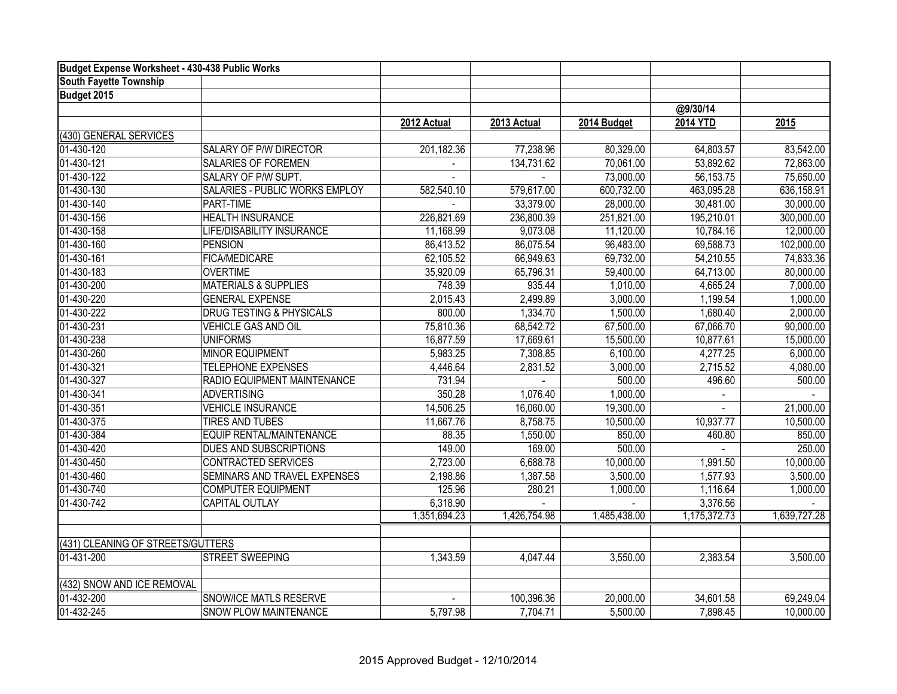| Budget Expense Worksheet - 430-438 Public Works | | | | | | |
|---|---|---|---|---|---|---|
| South Fayette Township | | | | | | |
| Budget 2015 | | | | | | |
| | | | | | @9/30/14 | |
| | | 2012 Actual | 2013 Actual | 2014 Budget | 2014 YTD | 2015 |
| (430) GENERAL SERVICES | | | | | | |
| 01-430-120 | SALARY OF P/W DIRECTOR | 201,182.36 | 77,238.96 | 80,329.00 | 64,803.57 | 83,542.00 |
| 01-430-121 | SALARIES OF FOREMEN | - | 134,731.62 | 70,061.00 | 53,892.62 | 72,863.00 |
| 01-430-122 | SALARY OF P/W SUPT. | - | - | 73,000.00 | 56,153.75 | 75,650.00 |
| 01-430-130 | SALARIES - PUBLIC WORKS EMPLOY | 582,540.10 | 579,617.00 | 600,732.00 | 463,095.28 | 636,158.91 |
| 01-430-140 | PART-TIME | - | 33,379.00 | 28,000.00 | 30,481.00 | 30,000.00 |
| 01-430-156 | HEALTH INSURANCE | 226,821.69 | 236,800.39 | 251,821.00 | 195,210.01 | 300,000.00 |
| 01-430-158 | LIFE/DISABILITY INSURANCE | 11,168.99 | 9,073.08 | 11,120.00 | 10,784.16 | 12,000.00 |
| 01-430-160 | PENSION | 86,413.52 | 86,075.54 | 96,483.00 | 69,588.73 | 102,000.00 |
| 01-430-161 | FICA/MEDICARE | 62,105.52 | 66,949.63 | 69,732.00 | 54,210.55 | 74,833.36 |
| 01-430-183 | OVERTIME | 35,920.09 | 65,796.31 | 59,400.00 | 64,713.00 | 80,000.00 |
| 01-430-200 | MATERIALS & SUPPLIES | 748.39 | 935.44 | 1,010.00 | 4,665.24 | 7,000.00 |
| 01-430-220 | GENERAL EXPENSE | 2,015.43 | 2,499.89 | 3,000.00 | 1,199.54 | 1,000.00 |
| 01-430-222 | DRUG TESTING & PHYSICALS | 800.00 | 1,334.70 | 1,500.00 | 1,680.40 | 2,000.00 |
| 01-430-231 | VEHICLE GAS AND OIL | 75,810.36 | 68,542.72 | 67,500.00 | 67,066.70 | 90,000.00 |
| 01-430-238 | UNIFORMS | 16,877.59 | 17,669.61 | 15,500.00 | 10,877.61 | 15,000.00 |
| 01-430-260 | MINOR EQUIPMENT | 5,983.25 | 7,308.85 | 6,100.00 | 4,277.25 | 6,000.00 |
| 01-430-321 | TELEPHONE EXPENSES | 4,446.64 | 2,831.52 | 3,000.00 | 2,715.52 | 4,080.00 |
| 01-430-327 | RADIO EQUIPMENT MAINTENANCE | 731.94 | - | 500.00 | 496.60 | 500.00 |
| 01-430-341 | ADVERTISING | 350.28 | 1,076.40 | 1,000.00 | - | - |
| 01-430-351 | VEHICLE INSURANCE | 14,506.25 | 16,060.00 | 19,300.00 | - | 21,000.00 |
| 01-430-375 | TIRES AND TUBES | 11,667.76 | 8,758.75 | 10,500.00 | 10,937.77 | 10,500.00 |
| 01-430-384 | EQUIP RENTAL/MAINTENANCE | 88.35 | 1,550.00 | 850.00 | 460.80 | 850.00 |
| 01-430-420 | DUES AND SUBSCRIPTIONS | 149.00 | 169.00 | 500.00 | - | 250.00 |
| 01-430-450 | CONTRACTED SERVICES | 2,723.00 | 6,688.78 | 10,000.00 | 1,991.50 | 10,000.00 |
| 01-430-460 | SEMINARS AND TRAVEL EXPENSES | 2,198.86 | 1,387.58 | 3,500.00 | 1,577.93 | 3,500.00 |
| 01-430-740 | COMPUTER EQUIPMENT | 125.96 | 280.21 | 1,000.00 | 1,116.64 | 1,000.00 |
| 01-430-742 | CAPITAL OUTLAY | 6,318.90 | - | - | 3,376.56 | - |
| | | 1,351,694.23 | 1,426,754.98 | 1,485,438.00 | 1,175,372.73 | 1,639,727.28 |
| | | | | | | |
| (431) CLEANING OF STREETS/GUTTERS | | | | | | |
| 01-431-200 | STREET SWEEPING | 1,343.59 | 4,047.44 | 3,550.00 | 2,383.54 | 3,500.00 |
| | | | | | | |
| (432) SNOW AND ICE REMOVAL | | | | | | |
| 01-432-200 | SNOW/ICE MATLS RESERVE | - | 100,396.36 | 20,000.00 | 34,601.58 | 69,249.04 |
| 01-432-245 | SNOW PLOW MAINTENANCE | 5,797.98 | 7,704.71 | 5,500.00 | 7,898.45 | 10,000.00 |

2015 Approved Budget - 12/10/2014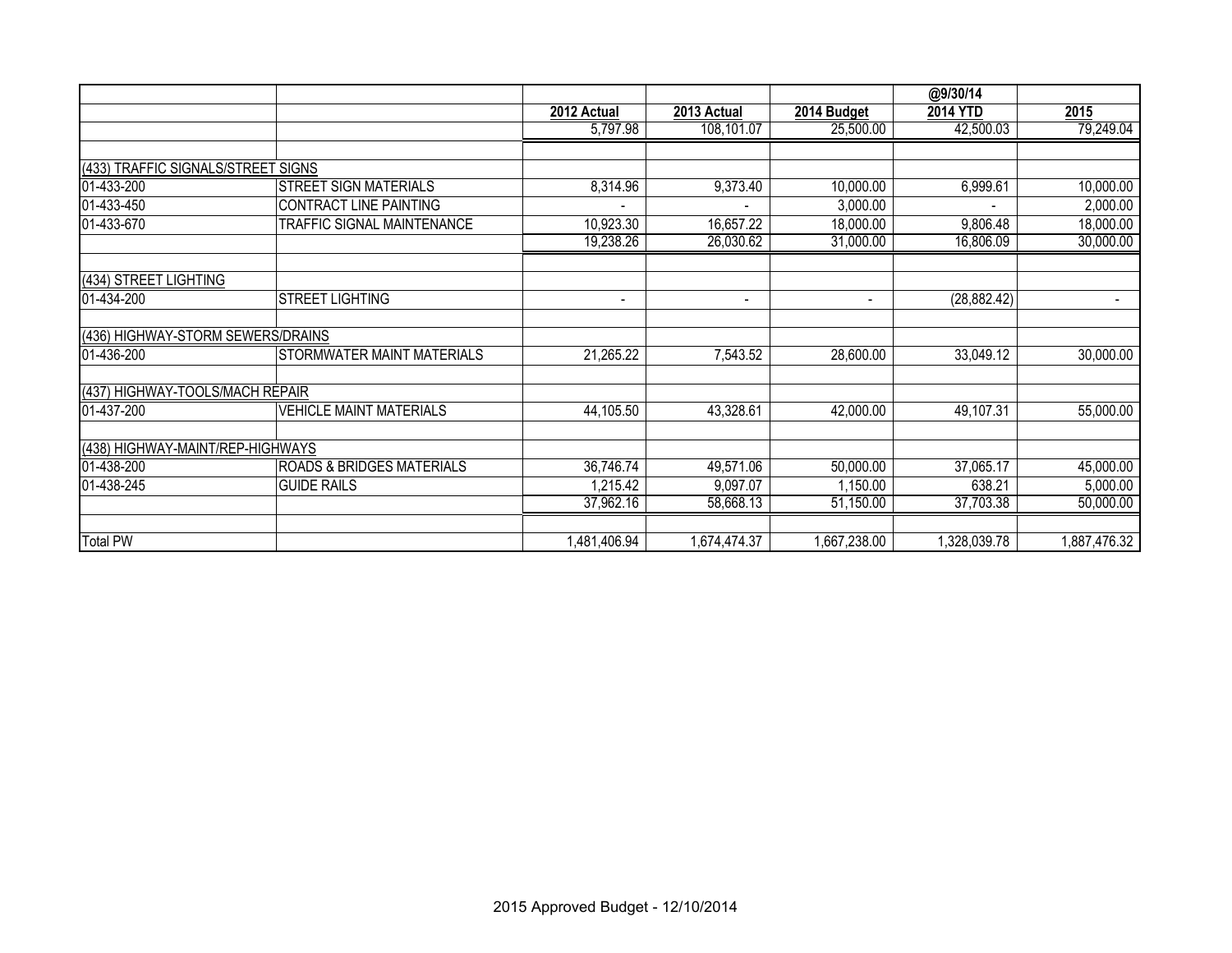| | | | | | @9/30/14 | |
|---|---|---|---|---|---|---|
| | | 2012 Actual | 2013 Actual | 2014 Budget | 2014 YTD | 2015 |
| | | 5,797.98 | 108,101.07 | 25,500.00 | 42,500.03 | 79,249.04 |
| | | | | | | |
| (433) TRAFFIC SIGNALS/STREET SIGNS | | | | | | |
| 01-433-200 | STREET SIGN MATERIALS | 8,314.96 | 9,373.40 | 10,000.00 | 6,999.61 | 10,000.00 |
| 01-433-450 | CONTRACT LINE PAINTING | - | - | 3,000.00 | - | 2,000.00 |
| 01-433-670 | TRAFFIC SIGNAL MAINTENANCE | 10,923.30 | 16,657.22 | 18,000.00 | 9,806.48 | 18,000.00 |
| | | 19,238.26 | 26,030.62 | 31,000.00 | 16,806.09 | 30,000.00 |
| | | | | | | |
| (434) STREET LIGHTING | | | | | | |
| 01-434-200 | STREET LIGHTING | - | - | - | (28,882.42) | - |
| | | | | | | |
| (436) HIGHWAY-STORM SEWERS/DRAINS | | | | | | |
| 01-436-200 | STORMWATER MAINT MATERIALS | 21,265.22 | 7,543.52 | 28,600.00 | 33,049.12 | 30,000.00 |
| | | | | | | |
| (437) HIGHWAY-TOOLS/MACH REPAIR | | | | | | |
| 01-437-200 | VEHICLE MAINT MATERIALS | 44,105.50 | 43,328.61 | 42,000.00 | 49,107.31 | 55,000.00 |
| | | | | | | |
| (438) HIGHWAY-MAINT/REP-HIGHWAYS | | | | | | |
| 01-438-200 | ROADS & BRIDGES MATERIALS | 36,746.74 | 49,571.06 | 50,000.00 | 37,065.17 | 45,000.00 |
| 01-438-245 | GUIDE RAILS | 1,215.42 | 9,097.07 | 1,150.00 | 638.21 | 5,000.00 |
| | | 37,962.16 | 58,668.13 | 51,150.00 | 37,703.38 | 50,000.00 |
| | | | | | | |
| Total PW | | 1,481,406.94 | 1,674,474.37 | 1,667,238.00 | 1,328,039.78 | 1,887,476.32 |

2015 Approved Budget - 12/10/2014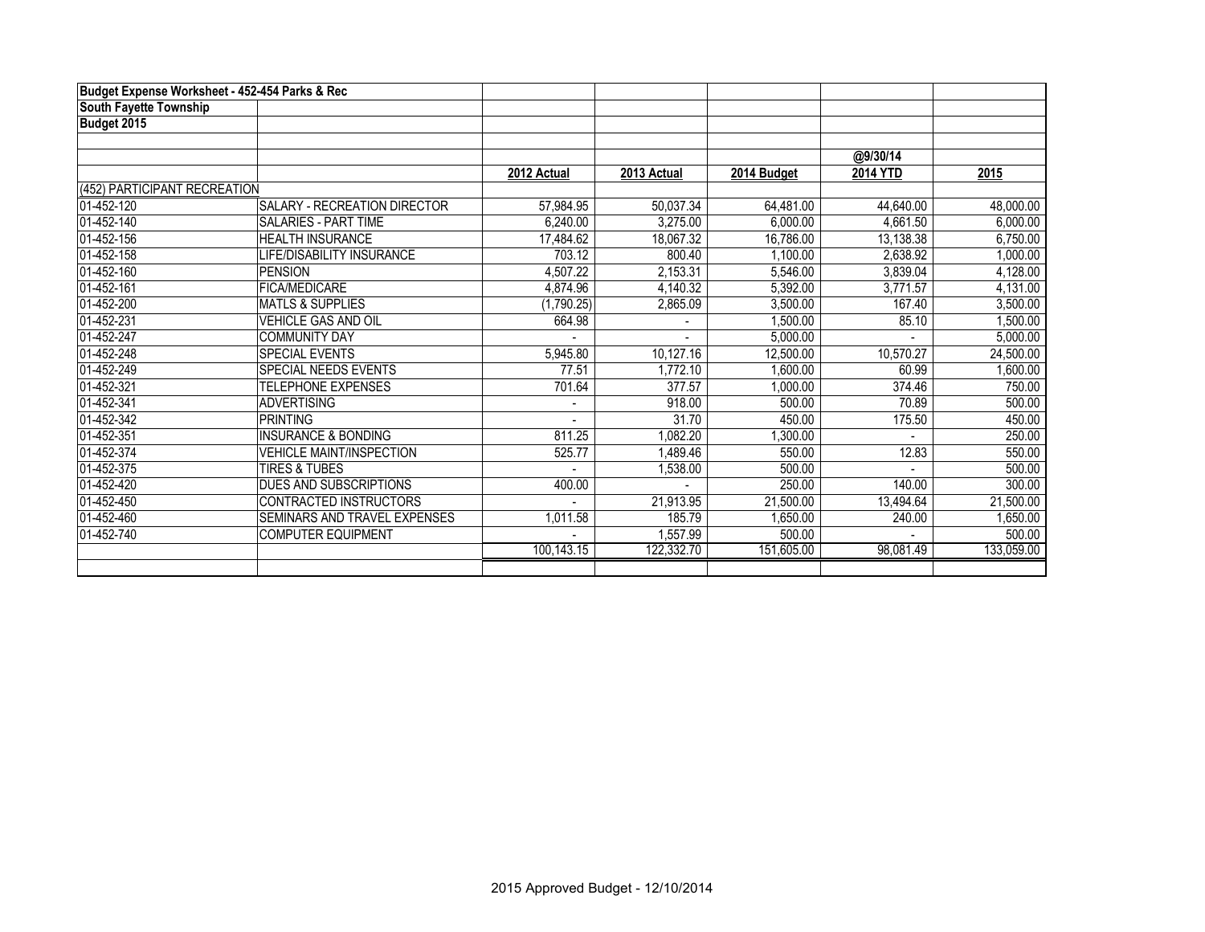| | | | | | | |
|---|---|---|---|---|---|---|
| **Budget Expense Worksheet - 452-454 Parks & Rec** | | | | | | |
| **South Fayette Township** | | | | | | |
| **Budget 2015** | | | | | | |
| | | | | | **@9/30/14** | |
| | | **2012 Actual** | **2013 Actual** | **2014 Budget** | **2014 YTD** | **2015** |
| (452) PARTICIPANT RECREATION | | | | | | |
| 01-452-120 | SALARY - RECREATION DIRECTOR | 57,984.95 | 50,037.34 | 64,481.00 | 44,640.00 | 48,000.00 |
| 01-452-140 | SALARIES - PART TIME | 6,240.00 | 3,275.00 | 6,000.00 | 4,661.50 | 6,000.00 |
| 01-452-156 | HEALTH INSURANCE | 17,484.62 | 18,067.32 | 16,786.00 | 13,138.38 | 6,750.00 |
| 01-452-158 | LIFE/DISABILITY INSURANCE | 703.12 | 800.40 | 1,100.00 | 2,638.92 | 1,000.00 |
| 01-452-160 | PENSION | 4,507.22 | 2,153.31 | 5,546.00 | 3,839.04 | 4,128.00 |
| 01-452-161 | FICA/MEDICARE | 4,874.96 | 4,140.32 | 5,392.00 | 3,771.57 | 4,131.00 |
| 01-452-200 | MATLS & SUPPLIES | (1,790.25) | 2,865.09 | 3,500.00 | 167.40 | 3,500.00 |
| 01-452-231 | VEHICLE GAS AND OIL | 664.98 | - | 1,500.00 | 85.10 | 1,500.00 |
| 01-452-247 | COMMUNITY DAY | - | - | 5,000.00 | - | 5,000.00 |
| 01-452-248 | SPECIAL EVENTS | 5,945.80 | 10,127.16 | 12,500.00 | 10,570.27 | 24,500.00 |
| 01-452-249 | SPECIAL NEEDS EVENTS | 77.51 | 1,772.10 | 1,600.00 | 60.99 | 1,600.00 |
| 01-452-321 | TELEPHONE EXPENSES | 701.64 | 377.57 | 1,000.00 | 374.46 | 750.00 |
| 01-452-341 | ADVERTISING | - | 918.00 | 500.00 | 70.89 | 500.00 |
| 01-452-342 | PRINTING | - | 31.70 | 450.00 | 175.50 | 450.00 |
| 01-452-351 | INSURANCE & BONDING | 811.25 | 1,082.20 | 1,300.00 | - | 250.00 |
| 01-452-374 | VEHICLE MAINT/INSPECTION | 525.77 | 1,489.46 | 550.00 | 12.83 | 550.00 |
| 01-452-375 | TIRES & TUBES | - | 1,538.00 | 500.00 | - | 500.00 |
| 01-452-420 | DUES AND SUBSCRIPTIONS | 400.00 | - | 250.00 | 140.00 | 300.00 |
| 01-452-450 | CONTRACTED INSTRUCTORS | - | 21,913.95 | 21,500.00 | 13,494.64 | 21,500.00 |
| 01-452-460 | SEMINARS AND TRAVEL EXPENSES | 1,011.58 | 185.79 | 1,650.00 | 240.00 | 1,650.00 |
| 01-452-740 | COMPUTER EQUIPMENT | - | 1,557.99 | 500.00 | - | 500.00 |
| | | 100,143.15 | 122,332.70 | 151,605.00 | 98,081.49 | 133,059.00 |

2015 Approved Budget - 12/10/2014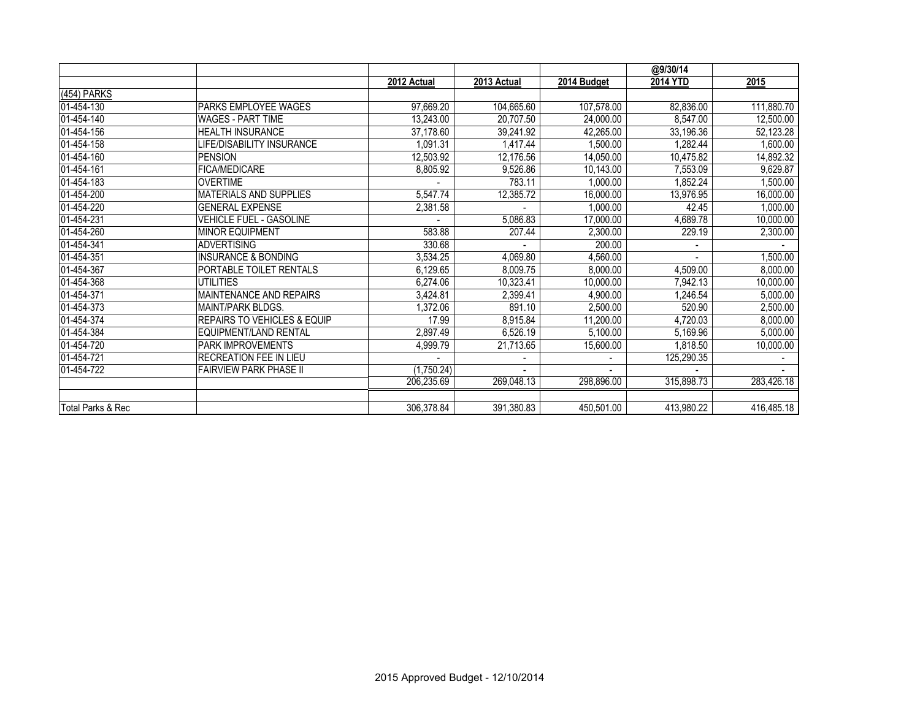| | | | | | @9/30/14 | |
|---|---|---|---|---|---|---|
| | | 2012 Actual | 2013 Actual | 2014 Budget | 2014 YTD | 2015 |
| (454) PARKS | | | | | | |
| 01-454-130 | PARKS EMPLOYEE WAGES | 97,669.20 | 104,665.60 | 107,578.00 | 82,836.00 | 111,880.70 |
| 01-454-140 | WAGES - PART TIME | 13,243.00 | 20,707.50 | 24,000.00 | 8,547.00 | 12,500.00 |
| 01-454-156 | HEALTH INSURANCE | 37,178.60 | 39,241.92 | 42,265.00 | 33,196.36 | 52,123.28 |
| 01-454-158 | LIFE/DISABILITY INSURANCE | 1,091.31 | 1,417.44 | 1,500.00 | 1,282.44 | 1,600.00 |
| 01-454-160 | PENSION | 12,503.92 | 12,176.56 | 14,050.00 | 10,475.82 | 14,892.32 |
| 01-454-161 | FICA/MEDICARE | 8,805.92 | 9,526.86 | 10,143.00 | 7,553.09 | 9,629.87 |
| 01-454-183 | OVERTIME | - | 783.11 | 1,000.00 | 1,852.24 | 1,500.00 |
| 01-454-200 | MATERIALS AND SUPPLIES | 5,547.74 | 12,385.72 | 16,000.00 | 13,976.95 | 16,000.00 |
| 01-454-220 | GENERAL EXPENSE | 2,381.58 | - | 1,000.00 | 42.45 | 1,000.00 |
| 01-454-231 | VEHICLE FUEL - GASOLINE | - | 5,086.83 | 17,000.00 | 4,689.78 | 10,000.00 |
| 01-454-260 | MINOR EQUIPMENT | 583.88 | 207.44 | 2,300.00 | 229.19 | 2,300.00 |
| 01-454-341 | ADVERTISING | 330.68 | - | 200.00 | - | - |
| 01-454-351 | INSURANCE & BONDING | 3,534.25 | 4,069.80 | 4,560.00 | - | 1,500.00 |
| 01-454-367 | PORTABLE TOILET RENTALS | 6,129.65 | 8,009.75 | 8,000.00 | 4,509.00 | 8,000.00 |
| 01-454-368 | UTILITIES | 6,274.06 | 10,323.41 | 10,000.00 | 7,942.13 | 10,000.00 |
| 01-454-371 | MAINTENANCE AND REPAIRS | 3,424.81 | 2,399.41 | 4,900.00 | 1,246.54 | 5,000.00 |
| 01-454-373 | MAINT/PARK BLDGS. | 1,372.06 | 891.10 | 2,500.00 | 520.90 | 2,500.00 |
| 01-454-374 | REPAIRS TO VEHICLES & EQUIP | 17.99 | 8,915.84 | 11,200.00 | 4,720.03 | 8,000.00 |
| 01-454-384 | EQUIPMENT/LAND RENTAL | 2,897.49 | 6,526.19 | 5,100.00 | 5,169.96 | 5,000.00 |
| 01-454-720 | PARK IMPROVEMENTS | 4,999.79 | 21,713.65 | 15,600.00 | 1,818.50 | 10,000.00 |
| 01-454-721 | RECREATION FEE IN LIEU | - | - | - | 125,290.35 | - |
| 01-454-722 | FAIRVIEW PARK PHASE II | (1,750.24) | - | - | - | - |
| | | 206,235.69 | 269,048.13 | 298,896.00 | 315,898.73 | 283,426.18 |
| | | | | | | |
| Total Parks & Rec | | 306,378.84 | 391,380.83 | 450,501.00 | 413,980.22 | 416,485.18 |

2015 Approved Budget - 12/10/2014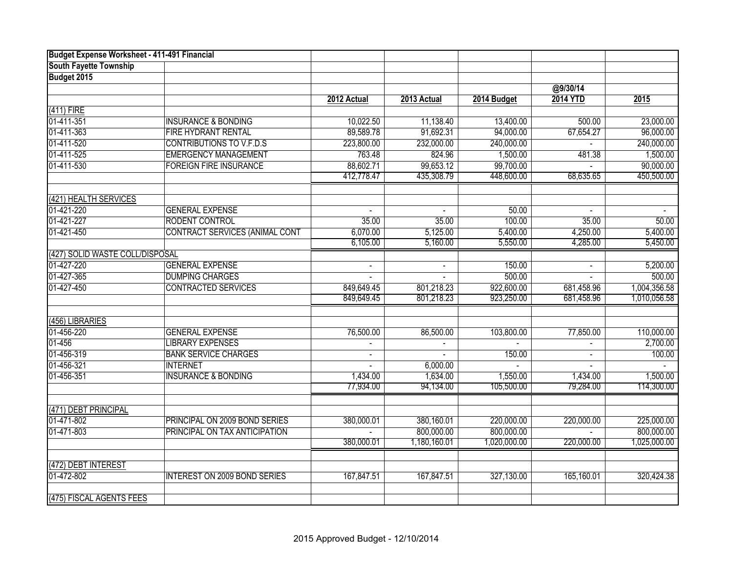| Budget Expense Worksheet - 411-491 Financial | | | | | | |
|---|---|---|---|---|---|---|
| South Fayette Township | | | | | | |
| Budget 2015 | | | | | | |
| | | | | | @9/30/14 | |
| | | 2012 Actual | 2013 Actual | 2014 Budget | 2014 YTD | 2015 |
| (411) FIRE | | | | | | |
| 01-411-351 | INSURANCE & BONDING | 10,022.50 | 11,138.40 | 13,400.00 | 500.00 | 23,000.00 |
| 01-411-363 | FIRE HYDRANT RENTAL | 89,589.78 | 91,692.31 | 94,000.00 | 67,654.27 | 96,000.00 |
| 01-411-520 | CONTRIBUTIONS TO V.F.D.S | 223,800.00 | 232,000.00 | 240,000.00 | - | 240,000.00 |
| 01-411-525 | EMERGENCY MANAGEMENT | 763.48 | 824.96 | 1,500.00 | 481.38 | 1,500.00 |
| 01-411-530 | FOREIGN FIRE INSURANCE | 88,602.71 | 99,653.12 | 99,700.00 | - | 90,000.00 |
| | | 412,778.47 | 435,308.79 | 448,600.00 | 68,635.65 | 450,500.00 |
| | | | | | | |
| (421) HEALTH SERVICES | | | | | | |
| 01-421-220 | GENERAL EXPENSE | - | - | 50.00 | - | - |
| 01-421-227 | RODENT CONTROL | 35.00 | 35.00 | 100.00 | 35.00 | 50.00 |
| 01-421-450 | CONTRACT SERVICES (ANIMAL CONT | 6,070.00 | 5,125.00 | 5,400.00 | 4,250.00 | 5,400.00 |
| | | 6,105.00 | 5,160.00 | 5,550.00 | 4,285.00 | 5,450.00 |
| (427) SOLID WASTE COLL/DISPOSAL | | | | | | |
| 01-427-220 | GENERAL EXPENSE | - | - | 150.00 | - | 5,200.00 |
| 01-427-365 | DUMPING CHARGES | - | - | 500.00 | - | 500.00 |
| 01-427-450 | CONTRACTED SERVICES | 849,649.45 | 801,218.23 | 922,600.00 | 681,458.96 | 1,004,356.58 |
| | | 849,649.45 | 801,218.23 | 923,250.00 | 681,458.96 | 1,010,056.58 |
| | | | | | | |
| (456) LIBRARIES | | | | | | |
| 01-456-220 | GENERAL EXPENSE | 76,500.00 | 86,500.00 | 103,800.00 | 77,850.00 | 110,000.00 |
| 01-456 | LIBRARY EXPENSES | - | - | - | - | 2,700.00 |
| 01-456-319 | BANK SERVICE CHARGES | - | - | 150.00 | - | 100.00 |
| 01-456-321 | INTERNET | - | 6,000.00 | - | - | - |
| 01-456-351 | INSURANCE & BONDING | 1,434.00 | 1,634.00 | 1,550.00 | 1,434.00 | 1,500.00 |
| | | 77,934.00 | 94,134.00 | 105,500.00 | 79,284.00 | 114,300.00 |
| | | | | | | |
| (471) DEBT PRINCIPAL | | | | | | |
| 01-471-802 | PRINCIPAL ON 2009 BOND SERIES | 380,000.01 | 380,160.01 | 220,000.00 | 220,000.00 | 225,000.00 |
| 01-471-803 | PRINCIPAL ON TAX ANTICIPATION | - | 800,000.00 | 800,000.00 | - | 800,000.00 |
| | | 380,000.01 | 1,180,160.01 | 1,020,000.00 | 220,000.00 | 1,025,000.00 |
| | | | | | | |
| (472) DEBT INTEREST | | | | | | |
| 01-472-802 | INTEREST ON 2009 BOND SERIES | 167,847.51 | 167,847.51 | 327,130.00 | 165,160.01 | 320,424.38 |
| | | | | | | |
| (475) FISCAL AGENTS FEES | | | | | | |

2015 Approved Budget - 12/10/2014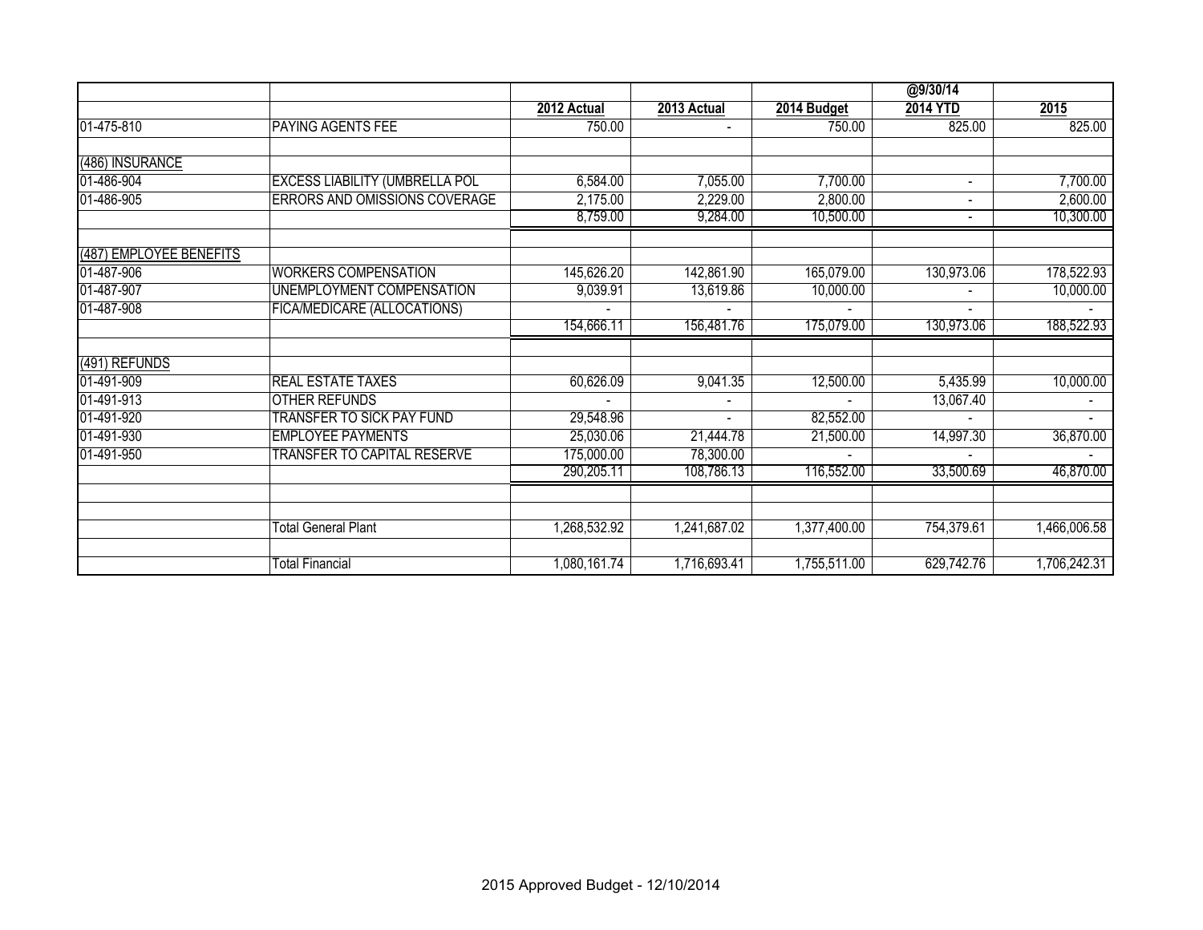| | | | | | @9/30/14 | |
|---|---|---|---|---|---|---|
| | | 2012 Actual | 2013 Actual | 2014 Budget | 2014 YTD | 2015 |
| 01-475-810 | PAYING AGENTS FEE | 750.00 | - | 750.00 | 825.00 | 825.00 |
| | | | | | | |
| (486) INSURANCE | | | | | | |
| 01-486-904 | EXCESS LIABILITY (UMBRELLA POL | 6,584.00 | 7,055.00 | 7,700.00 | - | 7,700.00 |
| 01-486-905 | ERRORS AND OMISSIONS COVERAGE | 2,175.00 | 2,229.00 | 2,800.00 | - | 2,600.00 |
| | | 8,759.00 | 9,284.00 | 10,500.00 | - | 10,300.00 |
| | | | | | | |
| (487) EMPLOYEE BENEFITS | | | | | | |
| 01-487-906 | WORKERS COMPENSATION | 145,626.20 | 142,861.90 | 165,079.00 | 130,973.06 | 178,522.93 |
| 01-487-907 | UNEMPLOYMENT COMPENSATION | 9,039.91 | 13,619.86 | 10,000.00 | - | 10,000.00 |
| 01-487-908 | FICA/MEDICARE (ALLOCATIONS) | - | - | - | - | - |
| | | 154,666.11 | 156,481.76 | 175,079.00 | 130,973.06 | 188,522.93 |
| | | | | | | |
| (491) REFUNDS | | | | | | |
| 01-491-909 | REAL ESTATE TAXES | 60,626.09 | 9,041.35 | 12,500.00 | 5,435.99 | 10,000.00 |
| 01-491-913 | OTHER REFUNDS | - | - | - | 13,067.40 | - |
| 01-491-920 | TRANSFER TO SICK PAY FUND | 29,548.96 | - | 82,552.00 | - | - |
| 01-491-930 | EMPLOYEE PAYMENTS | 25,030.06 | 21,444.78 | 21,500.00 | 14,997.30 | 36,870.00 |
| 01-491-950 | TRANSFER TO CAPITAL RESERVE | 175,000.00 | 78,300.00 | - | - | - |
| | | 290,205.11 | 108,786.13 | 116,552.00 | 33,500.69 | 46,870.00 |
| | | | | | | |
| | | | | | | |
| | Total General Plant | 1,268,532.92 | 1,241,687.02 | 1,377,400.00 | 754,379.61 | 1,466,006.58 |
| | | | | | | |
| | Total Financial | 1,080,161.74 | 1,716,693.41 | 1,755,511.00 | 629,742.76 | 1,706,242.31 |

2015 Approved Budget - 12/10/2014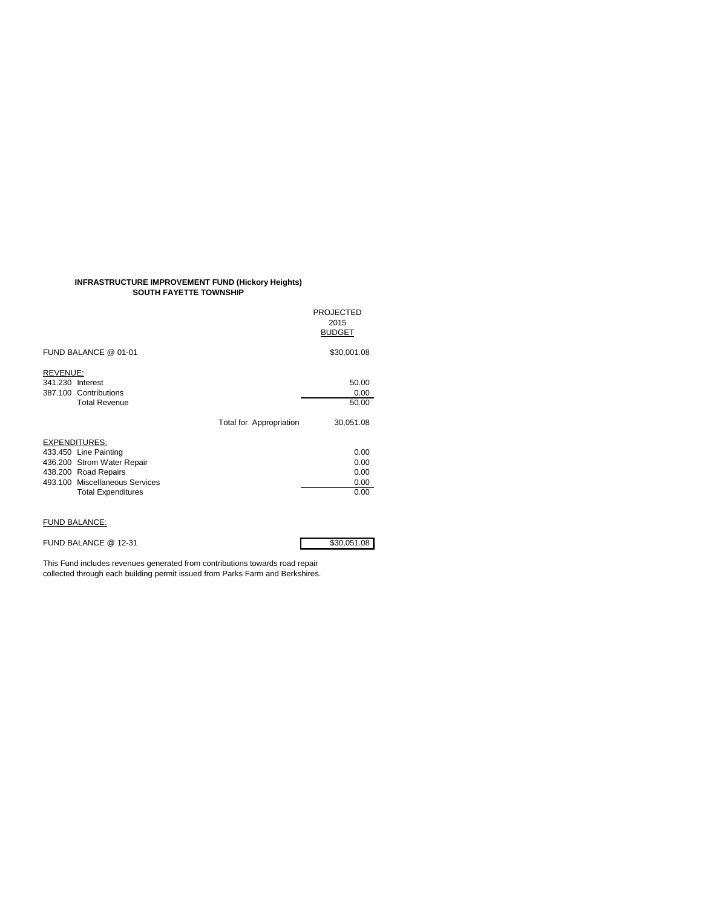**INFRASTRUCTURE IMPROVEMENT FUND (Hickory Heights)**
**SOUTH FAYETTE TOWNSHIP**

| | | PROJECTED 2015 BUDGET |
|---|---|---|
| FUND BALANCE @ 01-01 | | $30,001.08 |
| REVENUE: | | |
| 341.230 Interest | | 50.00 |
| 387.100 Contributions | | 0.00 |
| Total Revenue | | 50.00 |
| | Total for Appropriation | 30,051.08 |
| EXPENDITURES: | | |
| 433.450 Line Painting | | 0.00 |
| 436.200 Strom Water Repair | | 0.00 |
| 438.200 Road Repairs | | 0.00 |
| 493.100 Miscellaneous Services | | 0.00 |
| Total Expenditures | | 0.00 |
| FUND BALANCE: | | |
| FUND BALANCE @ 12-31 | | $30,051.08 |

This Fund includes revenues generated from contributions towards road repair collected through each building permit issued from Parks Farm and Berkshires.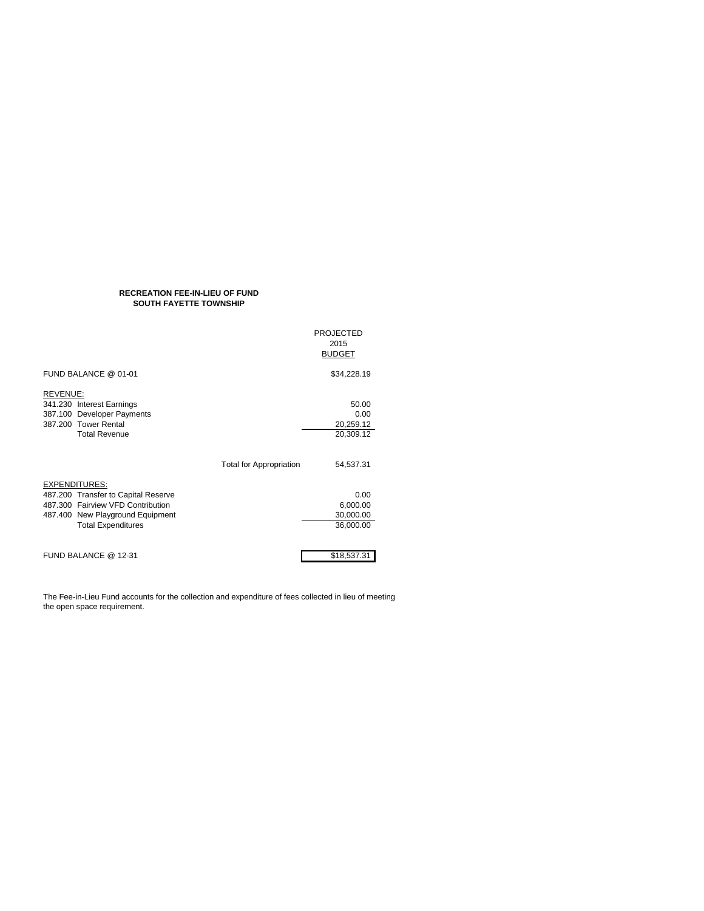**RECREATION FEE-IN-LIEU OF FUND**
**SOUTH FAYETTE TOWNSHIP**

| | | PROJECTED 2015 BUDGET |
|---|---|---|
| FUND BALANCE @ 01-01 | | $34,228.19 |
| REVENUE: | | |
| 341.230 Interest Earnings | | 50.00 |
| 387.100 Developer Payments | | 0.00 |
| 387.200 Tower Rental | | 20,259.12 |
| Total Revenue | | 20,309.12 |
| | Total for Appropriation | 54,537.31 |
| EXPENDITURES: | | |
| 487.200 Transfer to Capital Reserve | | 0.00 |
| 487.300 Fairview VFD Contribution | | 6,000.00 |
| 487.400 New Playground Equipment | | 30,000.00 |
| Total Expenditures | | 36,000.00 |
| FUND BALANCE @ 12-31 | | $18,537.31 |

The Fee-in-Lieu Fund accounts for the collection and expenditure of fees collected in lieu of meeting the open space requirement.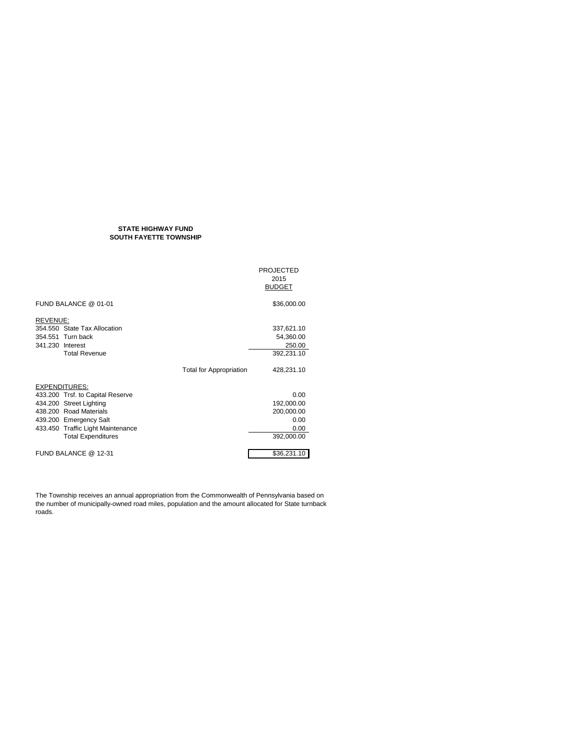**STATE HIGHWAY FUND**
**SOUTH FAYETTE TOWNSHIP**

| | | PROJECTED 2015 BUDGET |
|---|---|---|
| FUND BALANCE @ 01-01 | | $36,000.00 |
| REVENUE: | | |
| 354.550 State Tax Allocation | | 337,621.10 |
| 354.551 Turn back | | 54,360.00 |
| 341.230 Interest | | 250.00 |
| Total Revenue | | 392,231.10 |
| | Total for Appropriation | 428,231.10 |
| EXPENDITURES: | | |
| 433.200 Trsf. to Capital Reserve | | 0.00 |
| 434.200 Street Lighting | | 192,000.00 |
| 438.200 Road Materials | | 200,000.00 |
| 439.200 Emergency Salt | | 0.00 |
| 433.450 Traffic Light Maintenance | | 0.00 |
| Total Expenditures | | 392,000.00 |
| FUND BALANCE @ 12-31 | | $36,231.10 |

The Township receives an annual appropriation from the Commonwealth of Pennsylvania based on the number of municipally-owned road miles, population and the amount allocated for State turnback roads.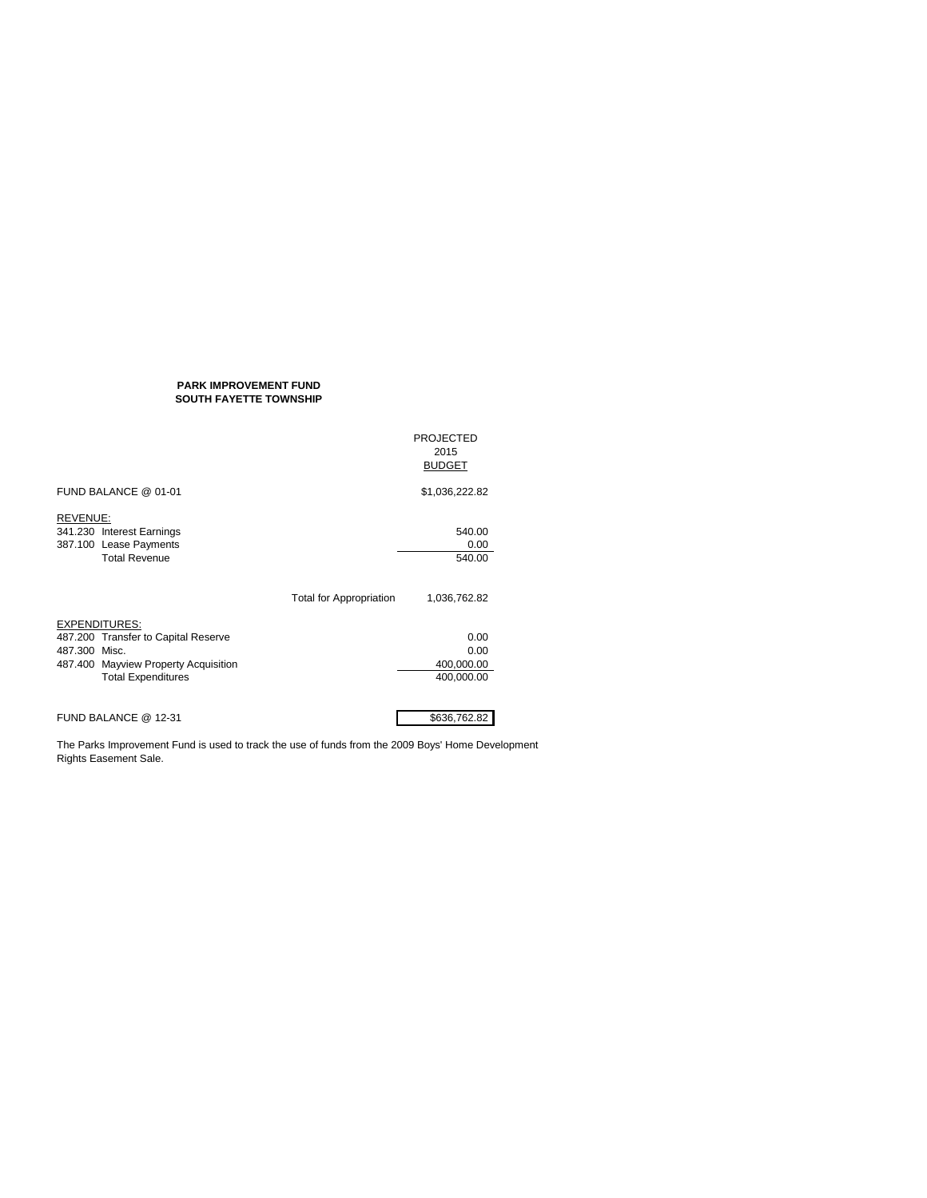**PARK IMPROVEMENT FUND**
**SOUTH FAYETTE TOWNSHIP**

| | | PROJECTED 2015 BUDGET |
|---|---|---|
| FUND BALANCE @ 01-01 | | $1,036,222.82 |
| REVENUE: | | |
| 341.230 Interest Earnings | | 540.00 |
| 387.100 Lease Payments | | 0.00 |
| Total Revenue | | 540.00 |
| | Total for Appropriation | 1,036,762.82 |
| EXPENDITURES: | | |
| 487.200 Transfer to Capital Reserve | | 0.00 |
| 487.300 Misc. | | 0.00 |
| 487.400 Mayview Property Acquisition | | 400,000.00 |
| Total Expenditures | | 400,000.00 |
| FUND BALANCE @ 12-31 | | $636,762.82 |

The Parks Improvement Fund is used to track the use of funds from the 2009 Boys' Home Development Rights Easement Sale.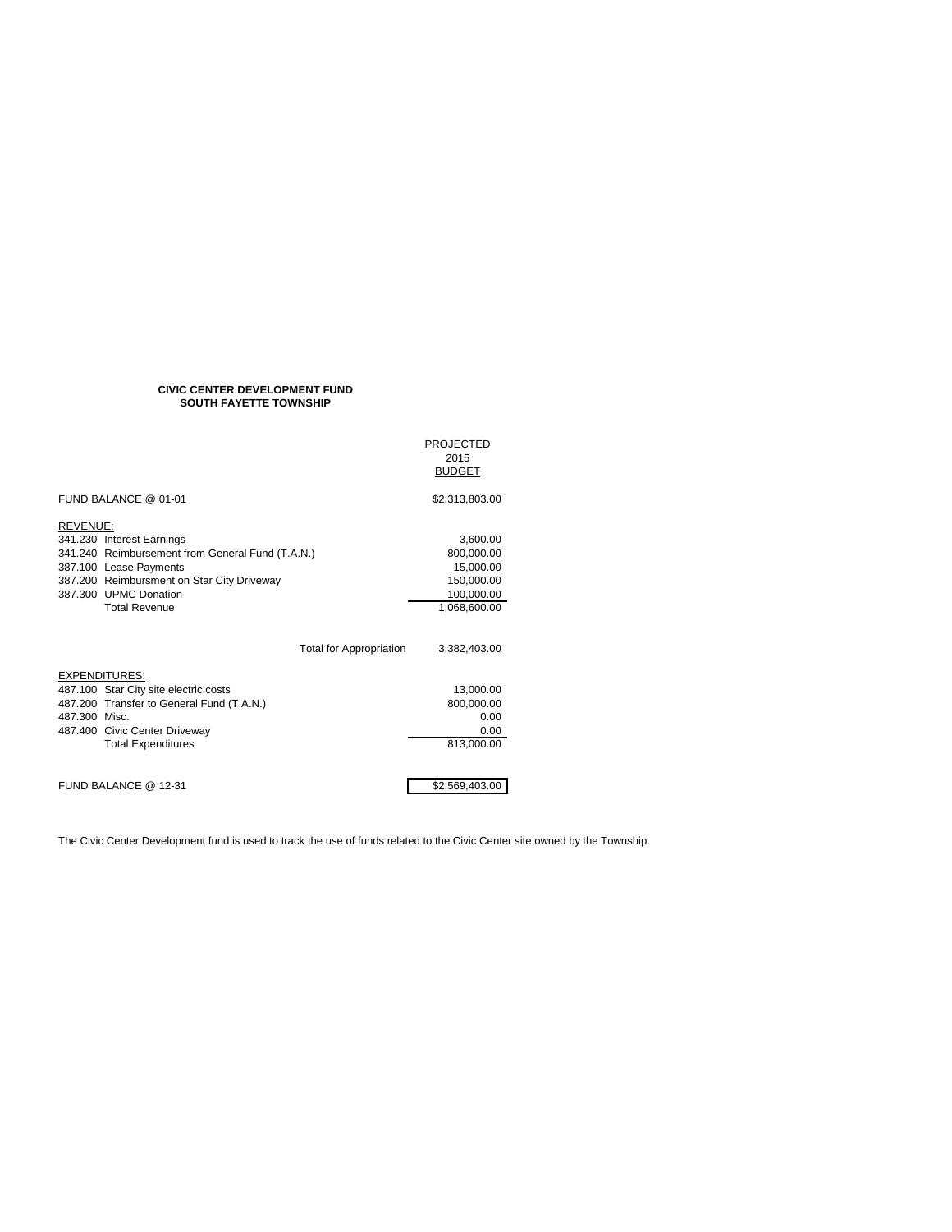**CIVIC CENTER DEVELOPMENT FUND**
**SOUTH FAYETTE TOWNSHIP**

| | | PROJECTED 2015 BUDGET |
|---|---|---|
| FUND BALANCE @ 01-01 | | $2,313,803.00 |
| REVENUE: | | |
| 341.230 | Interest Earnings | 3,600.00 |
| 341.240 | Reimbursement from General Fund (T.A.N.) | 800,000.00 |
| 387.100 | Lease Payments | 15,000.00 |
| 387.200 | Reimbursment on Star City Driveway | 150,000.00 |
| 387.300 | UPMC Donation | 100,000.00 |
| | Total Revenue | 1,068,600.00 |
| | Total for Appropriation | 3,382,403.00 |
| EXPENDITURES: | | |
| 487.100 | Star City site electric costs | 13,000.00 |
| 487.200 | Transfer to General Fund (T.A.N.) | 800,000.00 |
| 487.300 | Misc. | 0.00 |
| 487.400 | Civic Center Driveway | 0.00 |
| | Total Expenditures | 813,000.00 |
| FUND BALANCE @ 12-31 | | $2,569,403.00 |

The Civic Center Development fund is used to track the use of funds related to the Civic Center site owned by the Township.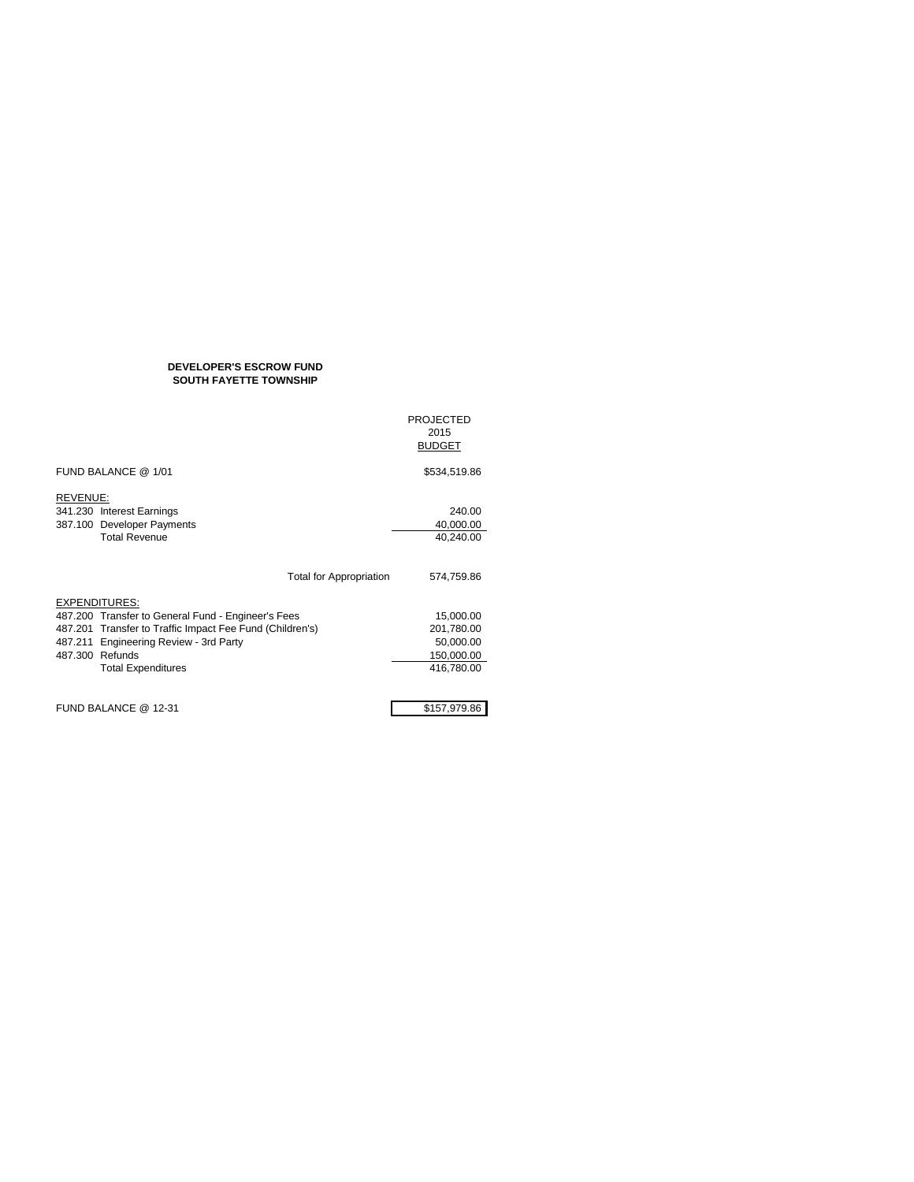**DEVELOPER'S ESCROW FUND**
**SOUTH FAYETTE TOWNSHIP**

| | | PROJECTED 2015 BUDGET |
|---|---|---|
| FUND BALANCE @ 1/01 | | $534,519.86 |
| REVENUE: | | |
| 341.230 | Interest Earnings | 240.00 |
| 387.100 | Developer Payments | 40,000.00 |
| | Total Revenue | 40,240.00 |
| | Total for Appropriation | 574,759.86 |
| EXPENDITURES: | | |
| 487.200 | Transfer to General Fund - Engineer's Fees | 15,000.00 |
| 487.201 | Transfer to Traffic Impact Fee Fund (Children's) | 201,780.00 |
| 487.211 | Engineering Review - 3rd Party | 50,000.00 |
| 487.300 | Refunds | 150,000.00 |
| | Total Expenditures | 416,780.00 |
| FUND BALANCE @ 12-31 | | $157,979.86 |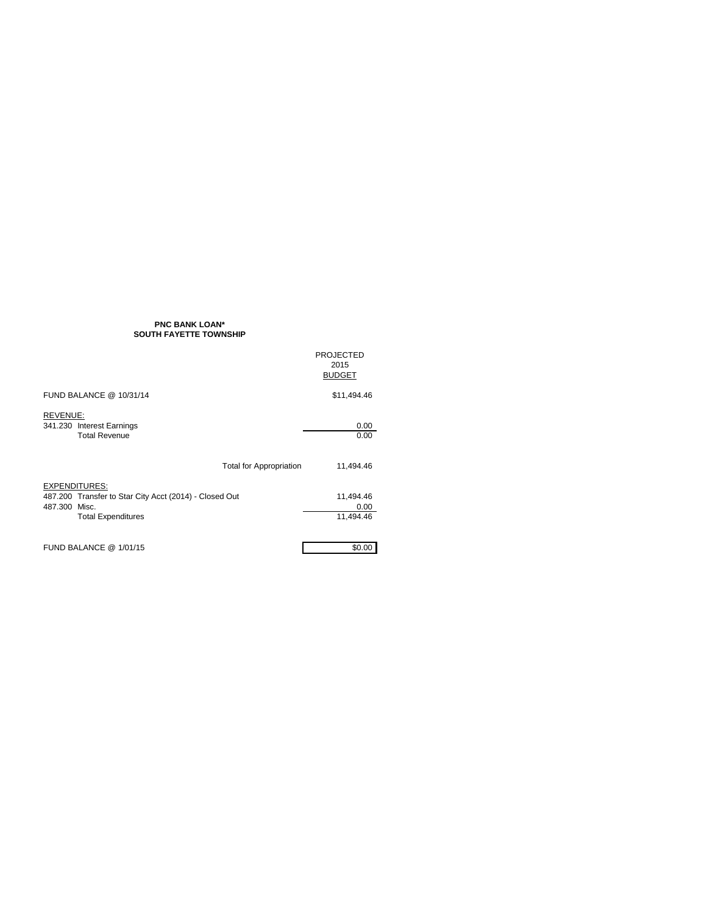**PNC BANK LOAN***
**SOUTH FAYETTE TOWNSHIP**

| | | PROJECTED 2015 BUDGET |
|---|---|---|
| FUND BALANCE @ 10/31/14 | | $11,494.46 |
| REVENUE: | | |
| 341.230 Interest Earnings | | 0.00 |
| Total Revenue | | 0.00 |
| | Total for Appropriation | 11,494.46 |
| EXPENDITURES: | | |
| 487.200 Transfer to Star City Acct (2014) - Closed Out | | 11,494.46 |
| 487.300 Misc. | | 0.00 |
| Total Expenditures | | 11,494.46 |
| FUND BALANCE @ 1/01/15 | | $0.00 |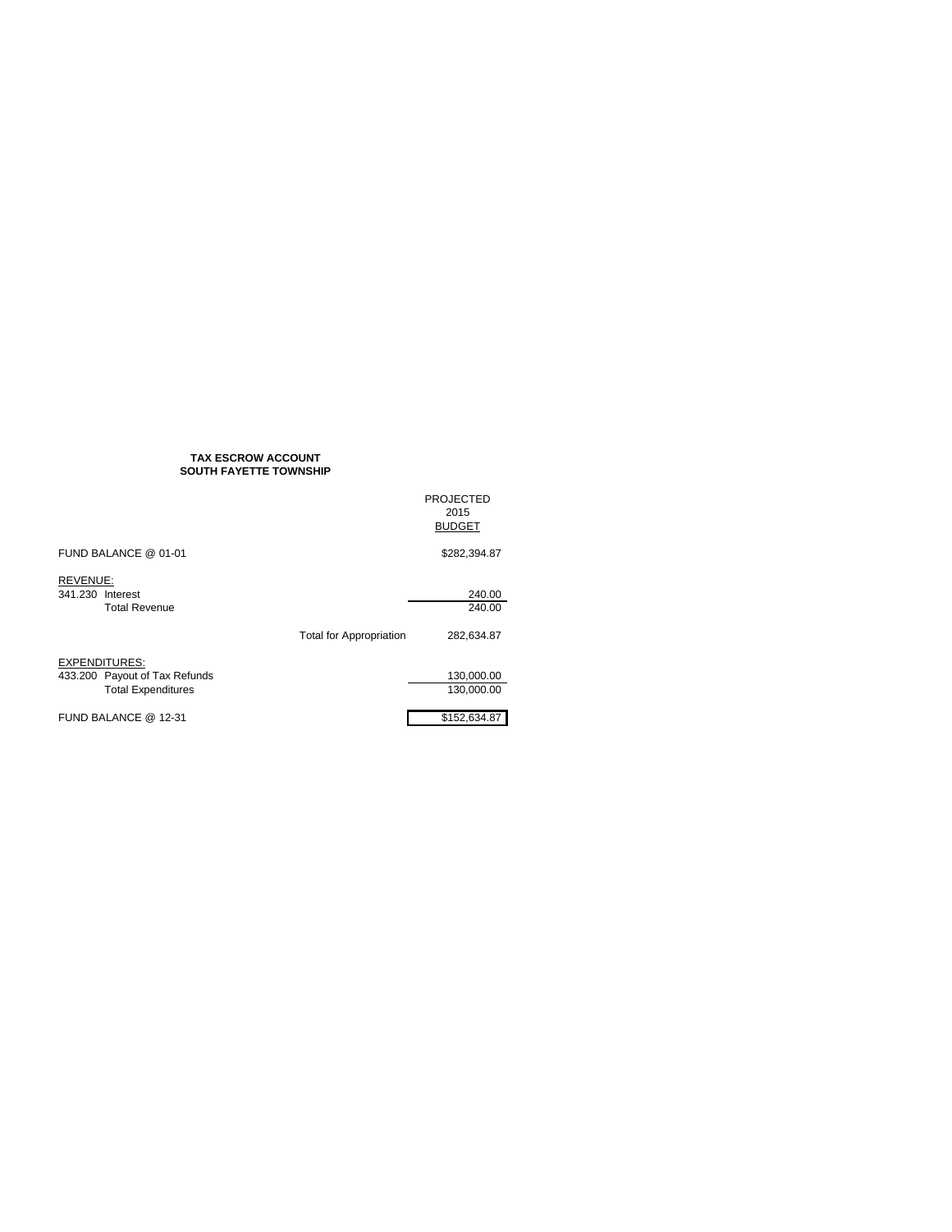**TAX ESCROW ACCOUNT**
**SOUTH FAYETTE TOWNSHIP**

| | | PROJECTED 2015 BUDGET |
|---|---|---|
| FUND BALANCE @ 01-01 | | $282,394.87 |
| REVENUE: | | |
| 341.230 Interest | | 240.00 |
| Total Revenue | | 240.00 |
| | Total for Appropriation | 282,634.87 |
| EXPENDITURES: | | |
| 433.200 Payout of Tax Refunds | | 130,000.00 |
| Total Expenditures | | 130,000.00 |
| FUND BALANCE @ 12-31 | | $152,634.87 |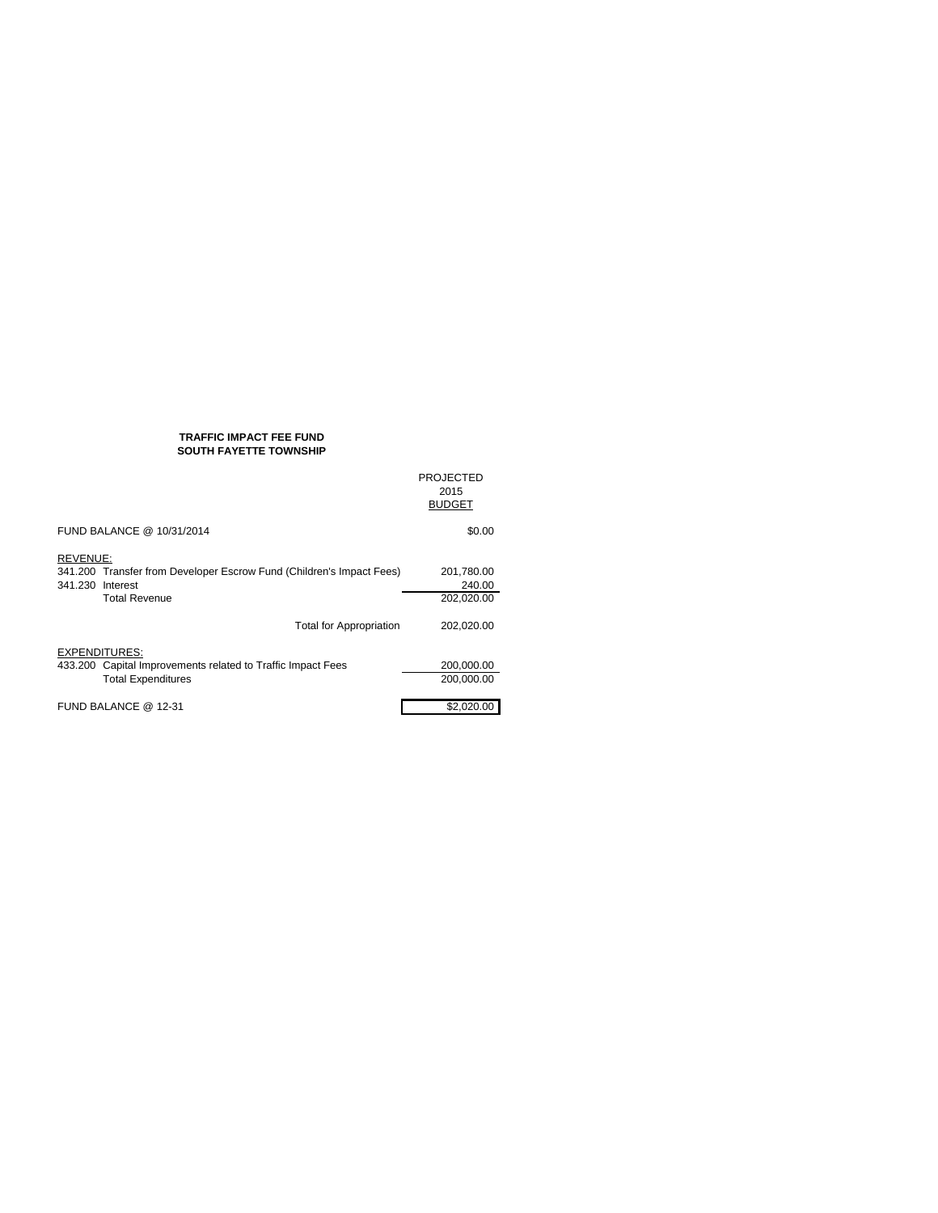**TRAFFIC IMPACT FEE FUND**
**SOUTH FAYETTE TOWNSHIP**

| | PROJECTED 2015 BUDGET |
|---|---|
| FUND BALANCE @ 10/31/2014 | $0.00 |
| REVENUE: | |
| 341.200 Transfer from Developer Escrow Fund (Children's Impact Fees) | 201,780.00 |
| 341.230 Interest | 240.00 |
| Total Revenue | 202,020.00 |
| Total for Appropriation | 202,020.00 |
| EXPENDITURES: | |
| 433.200 Capital Improvements related to Traffic Impact Fees | 200,000.00 |
| Total Expenditures | 200,000.00 |
| FUND BALANCE @ 12-31 | $2,020.00 |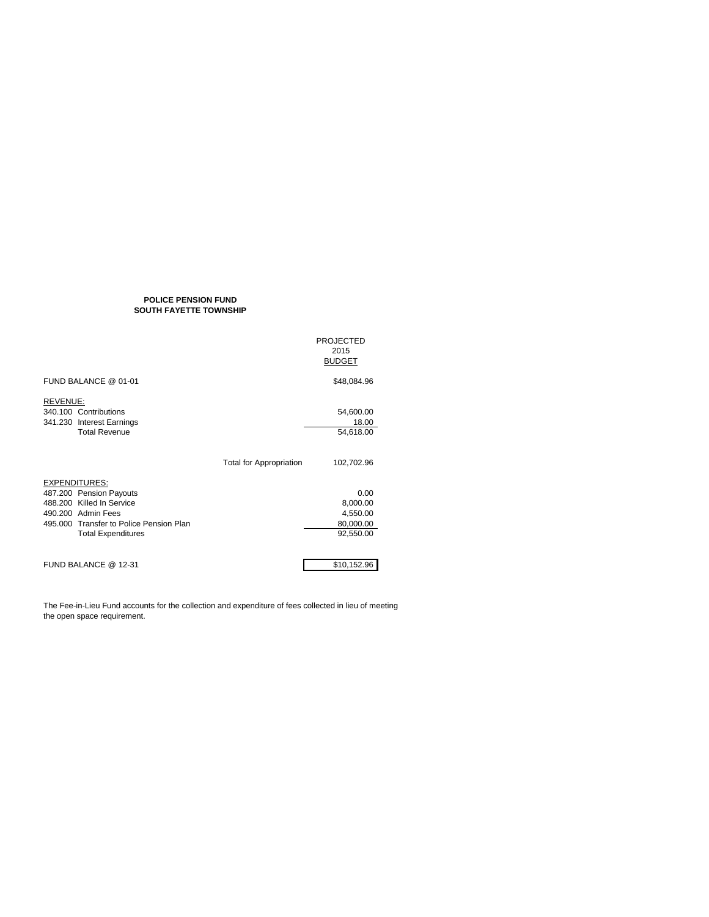**POLICE PENSION FUND**
**SOUTH FAYETTE TOWNSHIP**

| | | PROJECTED 2015 BUDGET |
|---|---|---|
| FUND BALANCE @ 01-01 | | $48,084.96 |
| REVENUE: | | |
| 340.100 Contributions | | 54,600.00 |
| 341.230 Interest Earnings | | 18.00 |
| Total Revenue | | 54,618.00 |
| | Total for Appropriation | 102,702.96 |
| EXPENDITURES: | | |
| 487.200 Pension Payouts | | 0.00 |
| 488.200 Killed In Service | | 8,000.00 |
| 490.200 Admin Fees | | 4,550.00 |
| 495.000 Transfer to Police Pension Plan | | 80,000.00 |
| Total Expenditures | | 92,550.00 |
| FUND BALANCE @ 12-31 | | $10,152.96 |

The Fee-in-Lieu Fund accounts for the collection and expenditure of fees collected in lieu of meeting the open space requirement.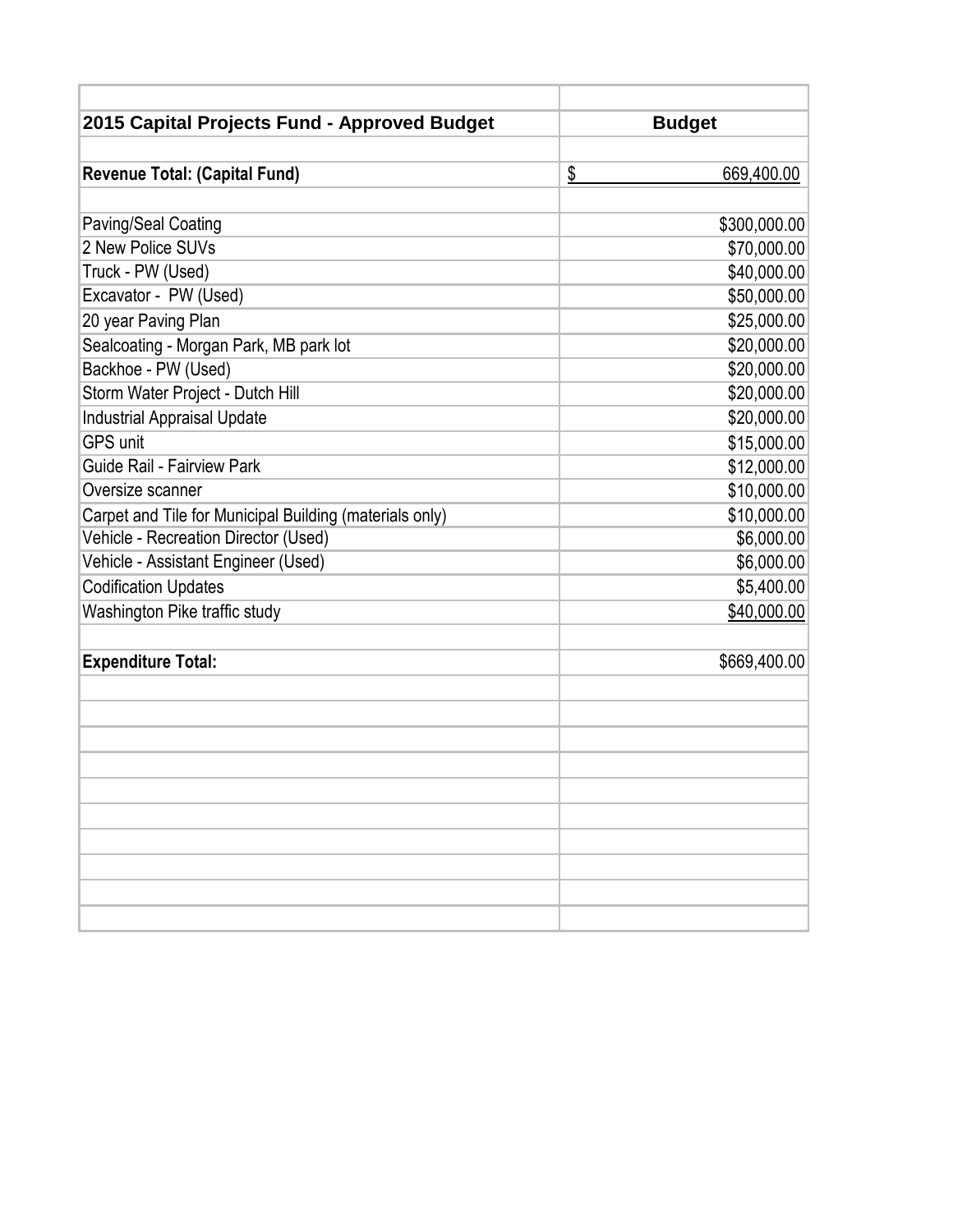| | |
|---|---|
| **2015 Capital Projects Fund - Approved Budget** | **Budget** |
| | |
| **Revenue Total: (Capital Fund)** | $ 669,400.00 |
| | |
| Paving/Seal Coating | $300,000.00 |
| 2 New Police SUVs | $70,000.00 |
| Truck - PW (Used) | $40,000.00 |
| Excavator - PW (Used) | $50,000.00 |
| 20 year Paving Plan | $25,000.00 |
| Sealcoating - Morgan Park, MB park lot | $20,000.00 |
| Backhoe - PW (Used) | $20,000.00 |
| Storm Water Project - Dutch Hill | $20,000.00 |
| Industrial Appraisal Update | $20,000.00 |
| GPS unit | $15,000.00 |
| Guide Rail - Fairview Park | $12,000.00 |
| Oversize scanner | $10,000.00 |
| Carpet and Tile for Municipal Building (materials only) | $10,000.00 |
| Vehicle - Recreation Director (Used) | $6,000.00 |
| Vehicle - Assistant Engineer (Used) | $6,000.00 |
| Codification Updates | $5,400.00 |
| Washington Pike traffic study | $40,000.00 |
| | |
| **Expenditure Total:** | $669,400.00 |